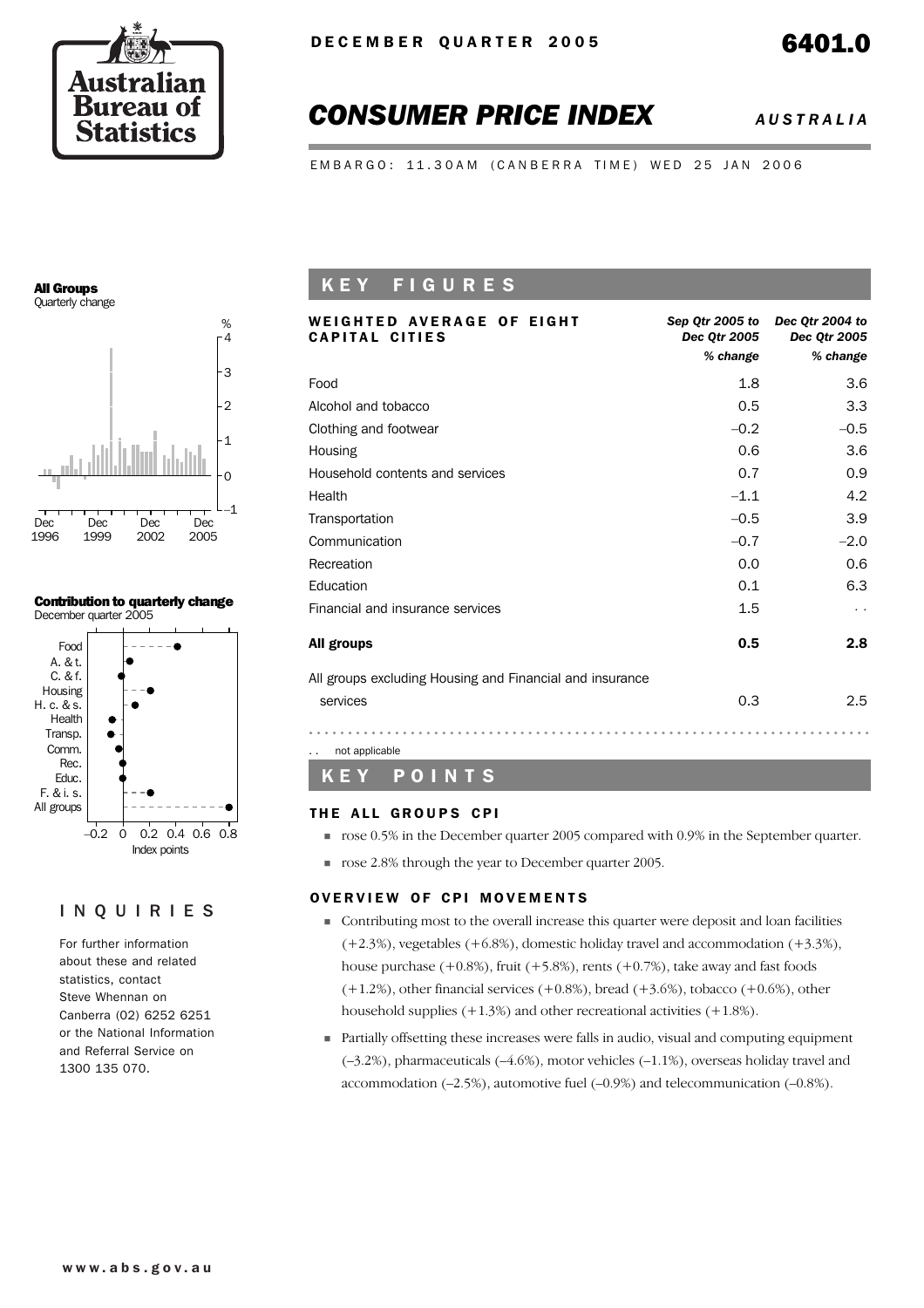DECEMBER QUARTER 2005

# 6401.0

# *CONSUMER PRICE INDEX* *AUSTRALIA*

EMBARGO: 11.30AM (CANBERRA TIME) WED 25 JAN 2006

**All Groups**
Quarterly change

**Contribution to quarterly change**
December quarter 2005

## KEY FIGURES

| WEIGHTED AVERAGE OF EIGHT CAPITAL CITIES | *Sep Qtr 2005 to Dec Qtr 2005* | *Dec Qtr 2004 to Dec Qtr 2005* |
|---|---|---|
| | *% change* | *% change* |
| Food | 1.8 | 3.6 |
| Alcohol and tobacco | 0.5 | 3.3 |
| Clothing and footwear | –0.2 | –0.5 |
| Housing | 0.6 | 3.6 |
| Household contents and services | 0.7 | 0.9 |
| Health | –1.1 | 4.2 |
| Transportation | –0.5 | 3.9 |
| Communication | –0.7 | –2.0 |
| Recreation | 0.0 | 0.6 |
| Education | 0.1 | 6.3 |
| Financial and insurance services | 1.5 | . . |
| **All groups** | **0.5** | **2.8** |
| All groups excluding Housing and Financial and insurance services | 0.3 | 2.5 |

. . not applicable

## KEY POINTS

### THE ALL GROUPS CPI

- rose 0.5% in the December quarter 2005 compared with 0.9% in the September quarter.
- rose 2.8% through the year to December quarter 2005.

### OVERVIEW OF CPI MOVEMENTS

- Contributing most to the overall increase this quarter were deposit and loan facilities (+2.3%), vegetables (+6.8%), domestic holiday travel and accommodation (+3.3%), house purchase (+0.8%), fruit (+5.8%), rents (+0.7%), take away and fast foods (+1.2%), other financial services (+0.8%), bread (+3.6%), tobacco (+0.6%), other household supplies (+1.3%) and other recreational activities (+1.8%).
- Partially offsetting these increases were falls in audio, visual and computing equipment (–3.2%), pharmaceuticals (–4.6%), motor vehicles (–1.1%), overseas holiday travel and accommodation (–2.5%), automotive fuel (–0.9%) and telecommunication (–0.8%).

## INQUIRIES

For further information about these and related statistics, contact Steve Whennan on Canberra (02) 6252 6251 or the National Information and Referral Service on 1300 135 070.

www.abs.gov.au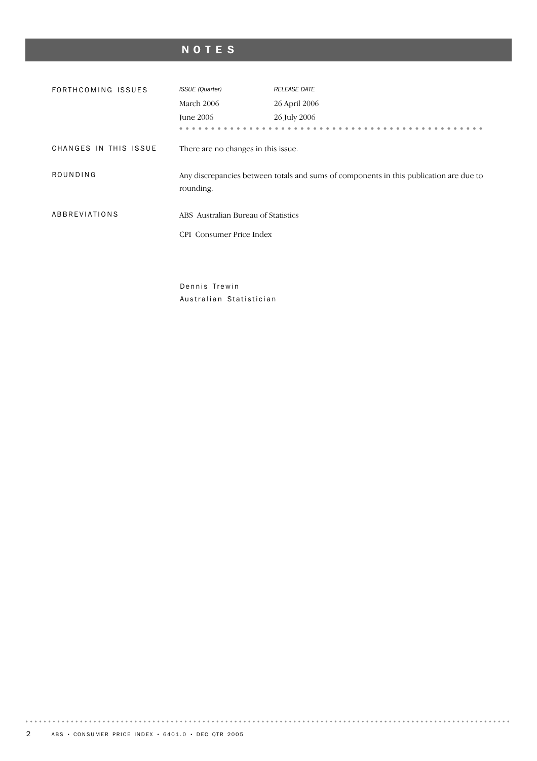# NOTES

## FORTHCOMING ISSUES

| *ISSUE (Quarter)* | *RELEASE DATE* |
|---|---|
| March 2006 | 26 April 2006 |
| June 2006 | 26 July 2006 |

## CHANGES IN THIS ISSUE

There are no changes in this issue.

## ROUNDING

Any discrepancies between totals and sums of components in this publication are due to rounding.

## ABBREVIATIONS

ABS Australian Bureau of Statistics

CPI Consumer Price Index

Dennis Trewin
Australian Statistician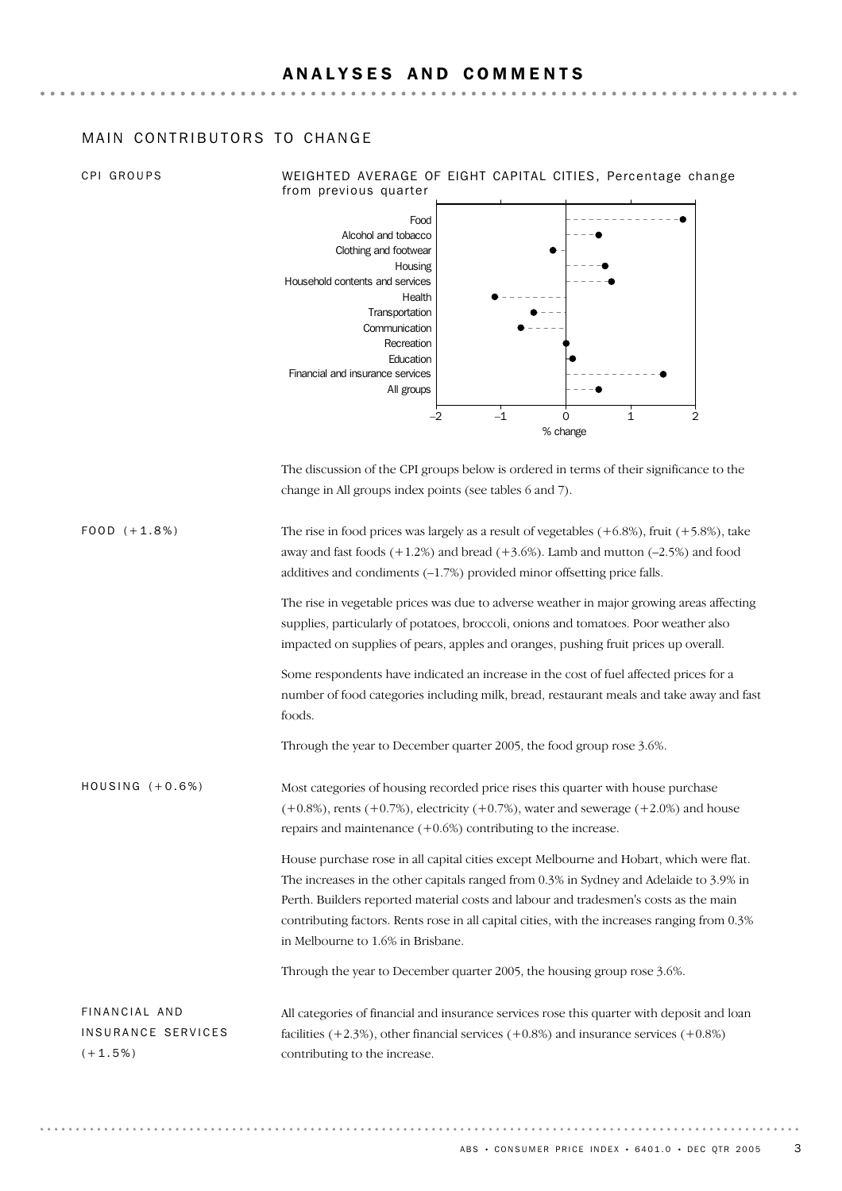# ANALYSES AND COMMENTS

## MAIN CONTRIBUTORS TO CHANGE

### CPI GROUPS

WEIGHTED AVERAGE OF EIGHT CAPITAL CITIES, Percentage change from previous quarter

The discussion of the CPI groups below is ordered in terms of their significance to the change in All groups index points (see tables 6 and 7).

### FOOD (+1.8%)

The rise in food prices was largely as a result of vegetables (+6.8%), fruit (+5.8%), take away and fast foods (+1.2%) and bread (+3.6%). Lamb and mutton (–2.5%) and food additives and condiments (–1.7%) provided minor offsetting price falls.

The rise in vegetable prices was due to adverse weather in major growing areas affecting supplies, particularly of potatoes, broccoli, onions and tomatoes. Poor weather also impacted on supplies of pears, apples and oranges, pushing fruit prices up overall.

Some respondents have indicated an increase in the cost of fuel affected prices for a number of food categories including milk, bread, restaurant meals and take away and fast foods.

Through the year to December quarter 2005, the food group rose 3.6%.

### HOUSING (+0.6%)

Most categories of housing recorded price rises this quarter with house purchase (+0.8%), rents (+0.7%), electricity (+0.7%), water and sewerage (+2.0%) and house repairs and maintenance (+0.6%) contributing to the increase.

House purchase rose in all capital cities except Melbourne and Hobart, which were flat. The increases in the other capitals ranged from 0.3% in Sydney and Adelaide to 3.9% in Perth. Builders reported material costs and labour and tradesmen's costs as the main contributing factors. Rents rose in all capital cities, with the increases ranging from 0.3% in Melbourne to 1.6% in Brisbane.

Through the year to December quarter 2005, the housing group rose 3.6%.

### FINANCIAL AND INSURANCE SERVICES (+1.5%)

All categories of financial and insurance services rose this quarter with deposit and loan facilities (+2.3%), other financial services (+0.8%) and insurance services (+0.8%) contributing to the increase.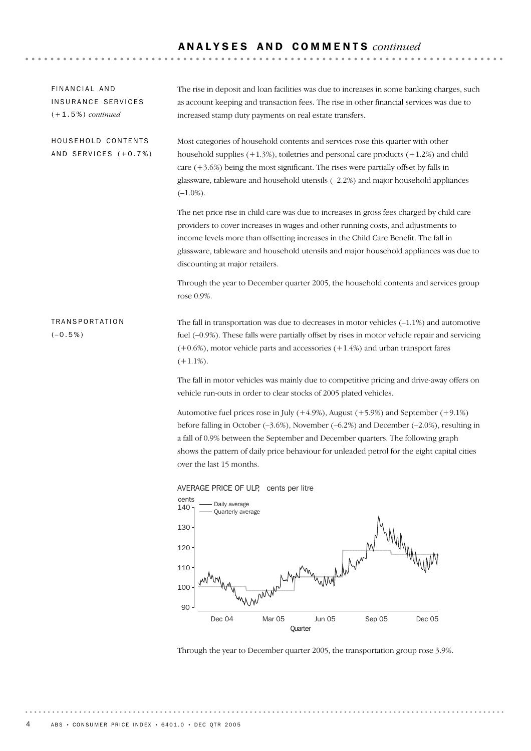## ANALYSES AND COMMENTS *continued*

### FINANCIAL AND INSURANCE SERVICES (+1.5%) *continued*

The rise in deposit and loan facilities was due to increases in some banking charges, such as account keeping and transaction fees. The rise in other financial services was due to increased stamp duty payments on real estate transfers.

### HOUSEHOLD CONTENTS AND SERVICES (+0.7%)

Most categories of household contents and services rose this quarter with other household supplies (+1.3%), toiletries and personal care products (+1.2%) and child care (+3.6%) being the most significant. The rises were partially offset by falls in glassware, tableware and household utensils (–2.2%) and major household appliances (–1.0%).

The net price rise in child care was due to increases in gross fees charged by child care providers to cover increases in wages and other running costs, and adjustments to income levels more than offsetting increases in the Child Care Benefit. The fall in glassware, tableware and household utensils and major household appliances was due to discounting at major retailers.

Through the year to December quarter 2005, the household contents and services group rose 0.9%.

### TRANSPORTATION (–0.5%)

The fall in transportation was due to decreases in motor vehicles (–1.1%) and automotive fuel (–0.9%). These falls were partially offset by rises in motor vehicle repair and servicing (+0.6%), motor vehicle parts and accessories (+1.4%) and urban transport fares (+1.1%).

The fall in motor vehicles was mainly due to competitive pricing and drive-away offers on vehicle run-outs in order to clear stocks of 2005 plated vehicles.

Automotive fuel prices rose in July (+4.9%), August (+5.9%) and September (+9.1%) before falling in October (–3.6%), November (–6.2%) and December (–2.0%), resulting in a fall of 0.9% between the September and December quarters. The following graph shows the pattern of daily price behaviour for unleaded petrol for the eight capital cities over the last 15 months.

AVERAGE PRICE OF ULP, cents per litre

Through the year to December quarter 2005, the transportation group rose 3.9%.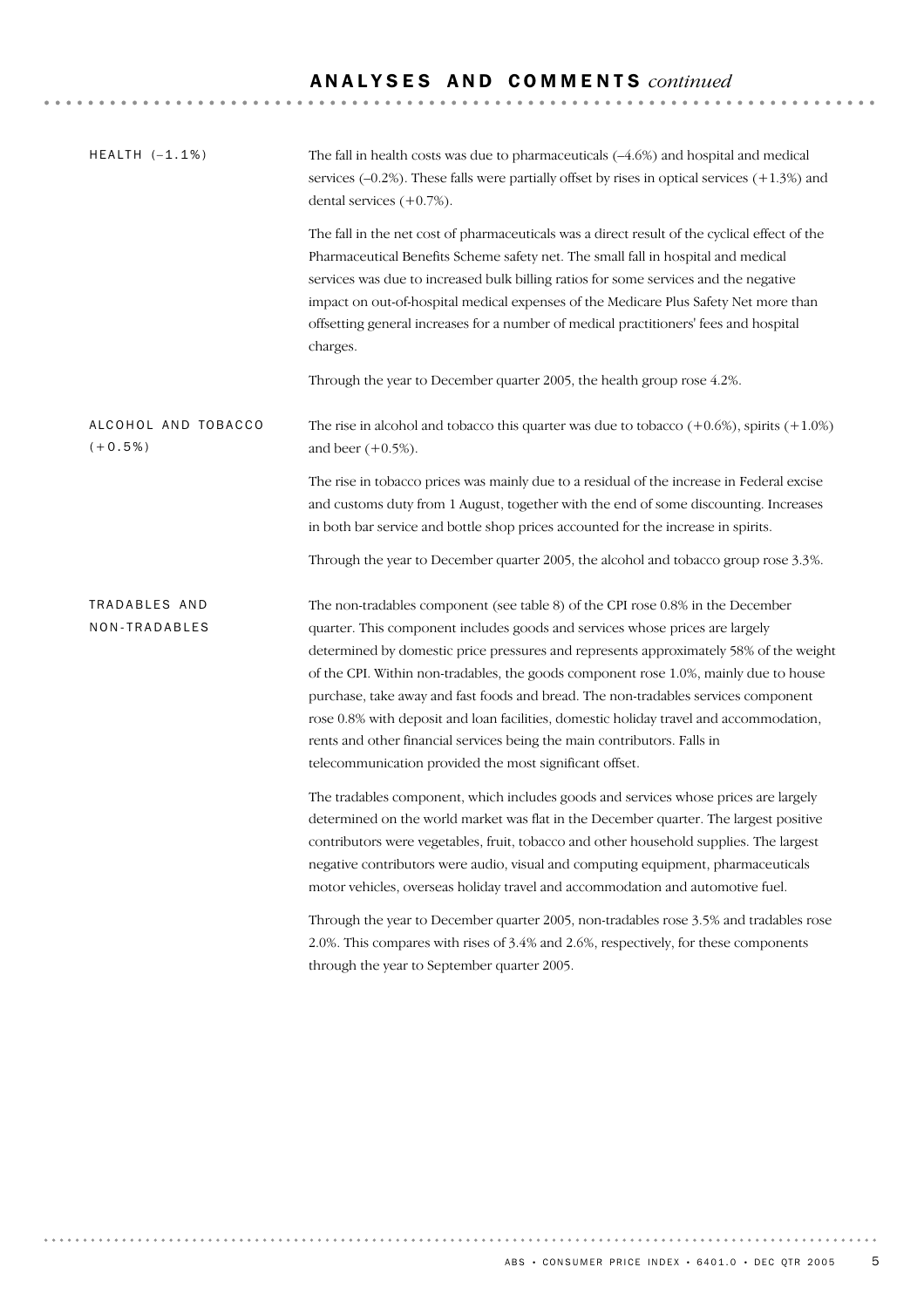## ANALYSES AND COMMENTS *continued*

### HEALTH (–1.1%)

The fall in health costs was due to pharmaceuticals (–4.6%) and hospital and medical services (–0.2%). These falls were partially offset by rises in optical services (+1.3%) and dental services (+0.7%).

The fall in the net cost of pharmaceuticals was a direct result of the cyclical effect of the Pharmaceutical Benefits Scheme safety net. The small fall in hospital and medical services was due to increased bulk billing ratios for some services and the negative impact on out-of-hospital medical expenses of the Medicare Plus Safety Net more than offsetting general increases for a number of medical practitioners' fees and hospital charges.

Through the year to December quarter 2005, the health group rose 4.2%.

### ALCOHOL AND TOBACCO (+0.5%)

The rise in alcohol and tobacco this quarter was due to tobacco (+0.6%), spirits (+1.0%) and beer (+0.5%).

The rise in tobacco prices was mainly due to a residual of the increase in Federal excise and customs duty from 1 August, together with the end of some discounting. Increases in both bar service and bottle shop prices accounted for the increase in spirits.

Through the year to December quarter 2005, the alcohol and tobacco group rose 3.3%.

### TRADABLES AND NON-TRADABLES

The non-tradables component (see table 8) of the CPI rose 0.8% in the December quarter. This component includes goods and services whose prices are largely determined by domestic price pressures and represents approximately 58% of the weight of the CPI. Within non-tradables, the goods component rose 1.0%, mainly due to house purchase, take away and fast foods and bread. The non-tradables services component rose 0.8% with deposit and loan facilities, domestic holiday travel and accommodation, rents and other financial services being the main contributors. Falls in telecommunication provided the most significant offset.

The tradables component, which includes goods and services whose prices are largely determined on the world market was flat in the December quarter. The largest positive contributors were vegetables, fruit, tobacco and other household supplies. The largest negative contributors were audio, visual and computing equipment, pharmaceuticals motor vehicles, overseas holiday travel and accommodation and automotive fuel.

Through the year to December quarter 2005, non-tradables rose 3.5% and tradables rose 2.0%. This compares with rises of 3.4% and 2.6%, respectively, for these components through the year to September quarter 2005.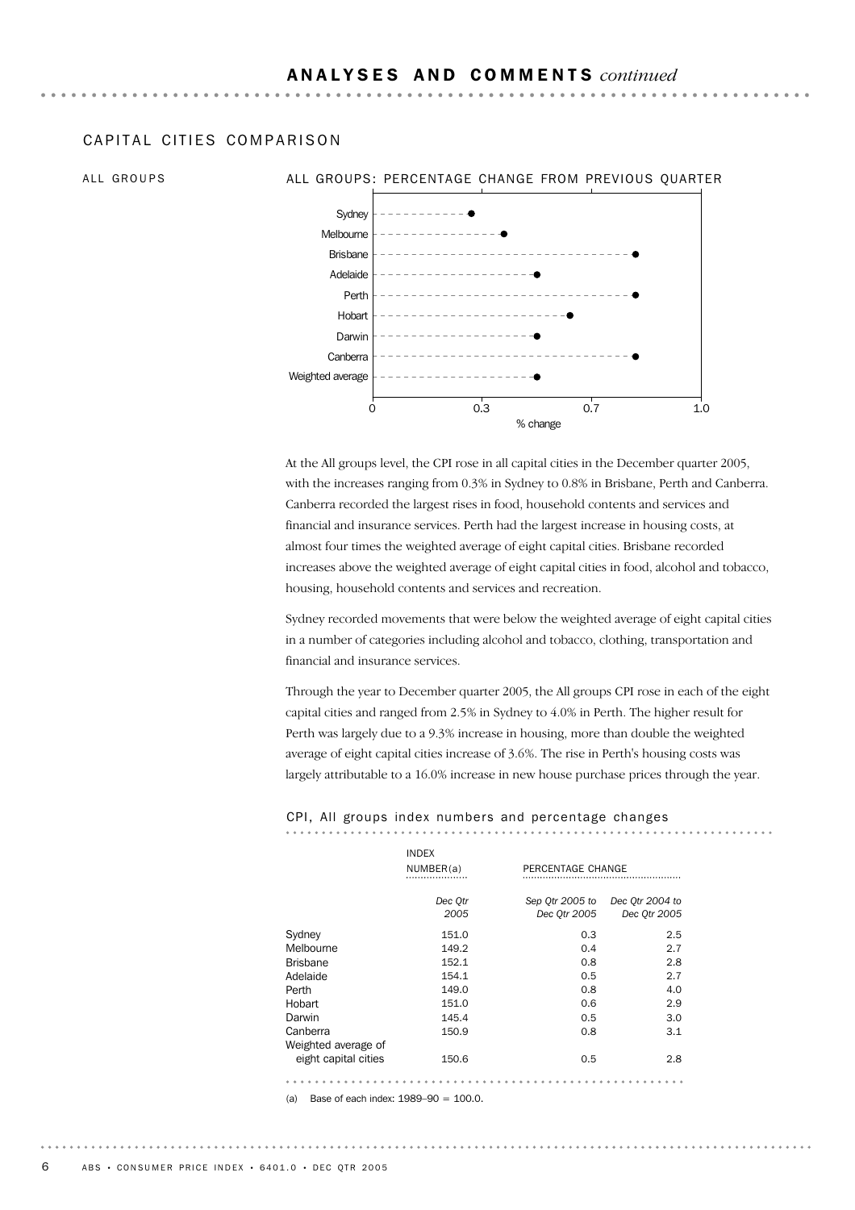## ANALYSES AND COMMENTS *continued*

### CAPITAL CITIES COMPARISON

#### ALL GROUPS

ALL GROUPS: PERCENTAGE CHANGE FROM PREVIOUS QUARTER

At the All groups level, the CPI rose in all capital cities in the December quarter 2005, with the increases ranging from 0.3% in Sydney to 0.8% in Brisbane, Perth and Canberra. Canberra recorded the largest rises in food, household contents and services and financial and insurance services. Perth had the largest increase in housing costs, at almost four times the weighted average of eight capital cities. Brisbane recorded increases above the weighted average of eight capital cities in food, alcohol and tobacco, housing, household contents and services and recreation.

Sydney recorded movements that were below the weighted average of eight capital cities in a number of categories including alcohol and tobacco, clothing, transportation and financial and insurance services.

Through the year to December quarter 2005, the All groups CPI rose in each of the eight capital cities and ranged from 2.5% in Sydney to 4.0% in Perth. The higher result for Perth was largely due to a 9.3% increase in housing, more than double the weighted average of eight capital cities increase of 3.6%. The rise in Perth's housing costs was largely attributable to a 16.0% increase in new house purchase prices through the year.

CPI, All groups index numbers and percentage changes

| | INDEX NUMBER(a) | PERCENTAGE CHANGE | |
|---|---|---|---|
| | *Dec Qtr 2005* | *Sep Qtr 2005 to Dec Qtr 2005* | *Dec Qtr 2004 to Dec Qtr 2005* |
| Sydney | 151.0 | 0.3 | 2.5 |
| Melbourne | 149.2 | 0.4 | 2.7 |
| Brisbane | 152.1 | 0.8 | 2.8 |
| Adelaide | 154.1 | 0.5 | 2.7 |
| Perth | 149.0 | 0.8 | 4.0 |
| Hobart | 151.0 | 0.6 | 2.9 |
| Darwin | 145.4 | 0.5 | 3.0 |
| Canberra | 150.9 | 0.8 | 3.1 |
| Weighted average of eight capital cities | 150.6 | 0.5 | 2.8 |

(a) Base of each index: 1989–90 = 100.0.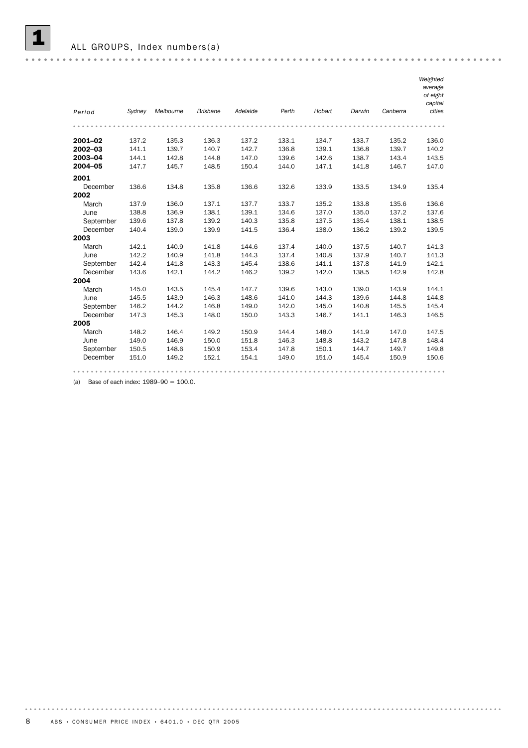## 1 ALL GROUPS, Index numbers(a)

| *Period* | *Sydney* | *Melbourne* | *Brisbane* | *Adelaide* | *Perth* | *Hobart* | *Darwin* | *Canberra* | *Weighted average of eight capital cities* |
|---|---|---|---|---|---|---|---|---|---|
| **2001–02** | 137.2 | 135.3 | 136.3 | 137.2 | 133.1 | 134.7 | 133.7 | 135.2 | 136.0 |
| **2002–03** | 141.1 | 139.7 | 140.7 | 142.7 | 136.8 | 139.1 | 136.8 | 139.7 | 140.2 |
| **2003–04** | 144.1 | 142.8 | 144.8 | 147.0 | 139.6 | 142.6 | 138.7 | 143.4 | 143.5 |
| **2004–05** | 147.7 | 145.7 | 148.5 | 150.4 | 144.0 | 147.1 | 141.8 | 146.7 | 147.0 |
| **2001** | | | | | | | | | |
| December | 136.6 | 134.8 | 135.8 | 136.6 | 132.6 | 133.9 | 133.5 | 134.9 | 135.4 |
| **2002** | | | | | | | | | |
| March | 137.9 | 136.0 | 137.1 | 137.7 | 133.7 | 135.2 | 133.8 | 135.6 | 136.6 |
| June | 138.8 | 136.9 | 138.1 | 139.1 | 134.6 | 137.0 | 135.0 | 137.2 | 137.6 |
| September | 139.6 | 137.8 | 139.2 | 140.3 | 135.8 | 137.5 | 135.4 | 138.1 | 138.5 |
| December | 140.4 | 139.0 | 139.9 | 141.5 | 136.4 | 138.0 | 136.2 | 139.2 | 139.5 |
| **2003** | | | | | | | | | |
| March | 142.1 | 140.9 | 141.8 | 144.6 | 137.4 | 140.0 | 137.5 | 140.7 | 141.3 |
| June | 142.2 | 140.9 | 141.8 | 144.3 | 137.4 | 140.8 | 137.9 | 140.7 | 141.3 |
| September | 142.4 | 141.8 | 143.3 | 145.4 | 138.6 | 141.1 | 137.8 | 141.9 | 142.1 |
| December | 143.6 | 142.1 | 144.2 | 146.2 | 139.2 | 142.0 | 138.5 | 142.9 | 142.8 |
| **2004** | | | | | | | | | |
| March | 145.0 | 143.5 | 145.4 | 147.7 | 139.6 | 143.0 | 139.0 | 143.9 | 144.1 |
| June | 145.5 | 143.9 | 146.3 | 148.6 | 141.0 | 144.3 | 139.6 | 144.8 | 144.8 |
| September | 146.2 | 144.2 | 146.8 | 149.0 | 142.0 | 145.0 | 140.8 | 145.5 | 145.4 |
| December | 147.3 | 145.3 | 148.0 | 150.0 | 143.3 | 146.7 | 141.1 | 146.3 | 146.5 |
| **2005** | | | | | | | | | |
| March | 148.2 | 146.4 | 149.2 | 150.9 | 144.4 | 148.0 | 141.9 | 147.0 | 147.5 |
| June | 149.0 | 146.9 | 150.0 | 151.8 | 146.3 | 148.8 | 143.2 | 147.8 | 148.4 |
| September | 150.5 | 148.6 | 150.9 | 153.4 | 147.8 | 150.1 | 144.7 | 149.7 | 149.8 |
| December | 151.0 | 149.2 | 152.1 | 154.1 | 149.0 | 151.0 | 145.4 | 150.9 | 150.6 |

(a) Base of each index: 1989–90 = 100.0.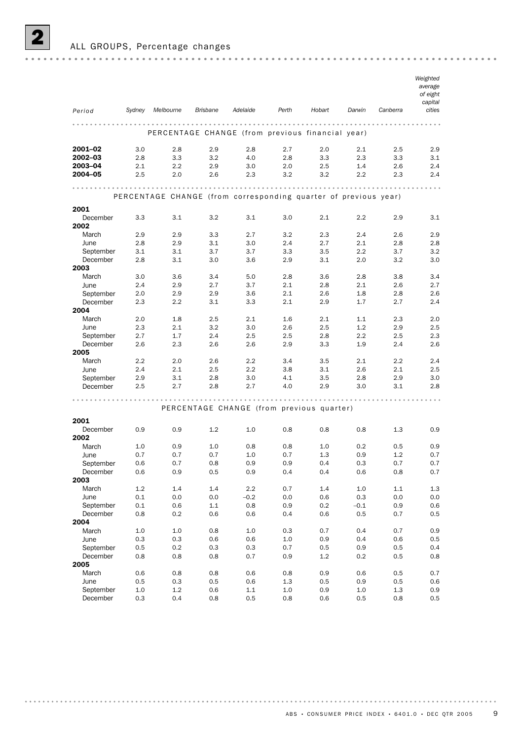## 2 ALL GROUPS, Percentage changes

| Period | Sydney | Melbourne | Brisbane | Adelaide | Perth | Hobart | Darwin | Canberra | Weighted average of eight capital cities |
|---|---|---|---|---|---|---|---|---|---|
| **PERCENTAGE CHANGE (from previous financial year)** | | | | | | | | | |
| **2001–02** | 3.0 | 2.8 | 2.9 | 2.8 | 2.7 | 2.0 | 2.1 | 2.5 | 2.9 |
| **2002–03** | 2.8 | 3.3 | 3.2 | 4.0 | 2.8 | 3.3 | 2.3 | 3.3 | 3.1 |
| **2003–04** | 2.1 | 2.2 | 2.9 | 3.0 | 2.0 | 2.5 | 1.4 | 2.6 | 2.4 |
| **2004–05** | 2.5 | 2.0 | 2.6 | 2.3 | 3.2 | 3.2 | 2.2 | 2.3 | 2.4 |
| **PERCENTAGE CHANGE (from corresponding quarter of previous year)** | | | | | | | | | |
| **2001** | | | | | | | | | |
| December | 3.3 | 3.1 | 3.2 | 3.1 | 3.0 | 2.1 | 2.2 | 2.9 | 3.1 |
| **2002** | | | | | | | | | |
| March | 2.9 | 2.9 | 3.3 | 2.7 | 3.2 | 2.3 | 2.4 | 2.6 | 2.9 |
| June | 2.8 | 2.9 | 3.1 | 3.0 | 2.4 | 2.7 | 2.1 | 2.8 | 2.8 |
| September | 3.1 | 3.1 | 3.7 | 3.7 | 3.3 | 3.5 | 2.2 | 3.7 | 3.2 |
| December | 2.8 | 3.1 | 3.0 | 3.6 | 2.9 | 3.1 | 2.0 | 3.2 | 3.0 |
| **2003** | | | | | | | | | |
| March | 3.0 | 3.6 | 3.4 | 5.0 | 2.8 | 3.6 | 2.8 | 3.8 | 3.4 |
| June | 2.4 | 2.9 | 2.7 | 3.7 | 2.1 | 2.8 | 2.1 | 2.6 | 2.7 |
| September | 2.0 | 2.9 | 2.9 | 3.6 | 2.1 | 2.6 | 1.8 | 2.8 | 2.6 |
| December | 2.3 | 2.2 | 3.1 | 3.3 | 2.1 | 2.9 | 1.7 | 2.7 | 2.4 |
| **2004** | | | | | | | | | |
| March | 2.0 | 1.8 | 2.5 | 2.1 | 1.6 | 2.1 | 1.1 | 2.3 | 2.0 |
| June | 2.3 | 2.1 | 3.2 | 3.0 | 2.6 | 2.5 | 1.2 | 2.9 | 2.5 |
| September | 2.7 | 1.7 | 2.4 | 2.5 | 2.5 | 2.8 | 2.2 | 2.5 | 2.3 |
| December | 2.6 | 2.3 | 2.6 | 2.6 | 2.9 | 3.3 | 1.9 | 2.4 | 2.6 |
| **2005** | | | | | | | | | |
| March | 2.2 | 2.0 | 2.6 | 2.2 | 3.4 | 3.5 | 2.1 | 2.2 | 2.4 |
| June | 2.4 | 2.1 | 2.5 | 2.2 | 3.8 | 3.1 | 2.6 | 2.1 | 2.5 |
| September | 2.9 | 3.1 | 2.8 | 3.0 | 4.1 | 3.5 | 2.8 | 2.9 | 3.0 |
| December | 2.5 | 2.7 | 2.8 | 2.7 | 4.0 | 2.9 | 3.0 | 3.1 | 2.8 |
| **PERCENTAGE CHANGE (from previous quarter)** | | | | | | | | | |
| **2001** | | | | | | | | | |
| December | 0.9 | 0.9 | 1.2 | 1.0 | 0.8 | 0.8 | 0.8 | 1.3 | 0.9 |
| **2002** | | | | | | | | | |
| March | 1.0 | 0.9 | 1.0 | 0.8 | 0.8 | 1.0 | 0.2 | 0.5 | 0.9 |
| June | 0.7 | 0.7 | 0.7 | 1.0 | 0.7 | 1.3 | 0.9 | 1.2 | 0.7 |
| September | 0.6 | 0.7 | 0.8 | 0.9 | 0.9 | 0.4 | 0.3 | 0.7 | 0.7 |
| December | 0.6 | 0.9 | 0.5 | 0.9 | 0.4 | 0.4 | 0.6 | 0.8 | 0.7 |
| **2003** | | | | | | | | | |
| March | 1.2 | 1.4 | 1.4 | 2.2 | 0.7 | 1.4 | 1.0 | 1.1 | 1.3 |
| June | 0.1 | 0.0 | 0.0 | –0.2 | 0.0 | 0.6 | 0.3 | 0.0 | 0.0 |
| September | 0.1 | 0.6 | 1.1 | 0.8 | 0.9 | 0.2 | –0.1 | 0.9 | 0.6 |
| December | 0.8 | 0.2 | 0.6 | 0.6 | 0.4 | 0.6 | 0.5 | 0.7 | 0.5 |
| **2004** | | | | | | | | | |
| March | 1.0 | 1.0 | 0.8 | 1.0 | 0.3 | 0.7 | 0.4 | 0.7 | 0.9 |
| June | 0.3 | 0.3 | 0.6 | 0.6 | 1.0 | 0.9 | 0.4 | 0.6 | 0.5 |
| September | 0.5 | 0.2 | 0.3 | 0.3 | 0.7 | 0.5 | 0.9 | 0.5 | 0.4 |
| December | 0.8 | 0.8 | 0.8 | 0.7 | 0.9 | 1.2 | 0.2 | 0.5 | 0.8 |
| **2005** | | | | | | | | | |
| March | 0.6 | 0.8 | 0.8 | 0.6 | 0.8 | 0.9 | 0.6 | 0.5 | 0.7 |
| June | 0.5 | 0.3 | 0.5 | 0.6 | 1.3 | 0.5 | 0.9 | 0.5 | 0.6 |
| September | 1.0 | 1.2 | 0.6 | 1.1 | 1.0 | 0.9 | 1.0 | 1.3 | 0.9 |
| December | 0.3 | 0.4 | 0.8 | 0.5 | 0.8 | 0.6 | 0.5 | 0.8 | 0.5 |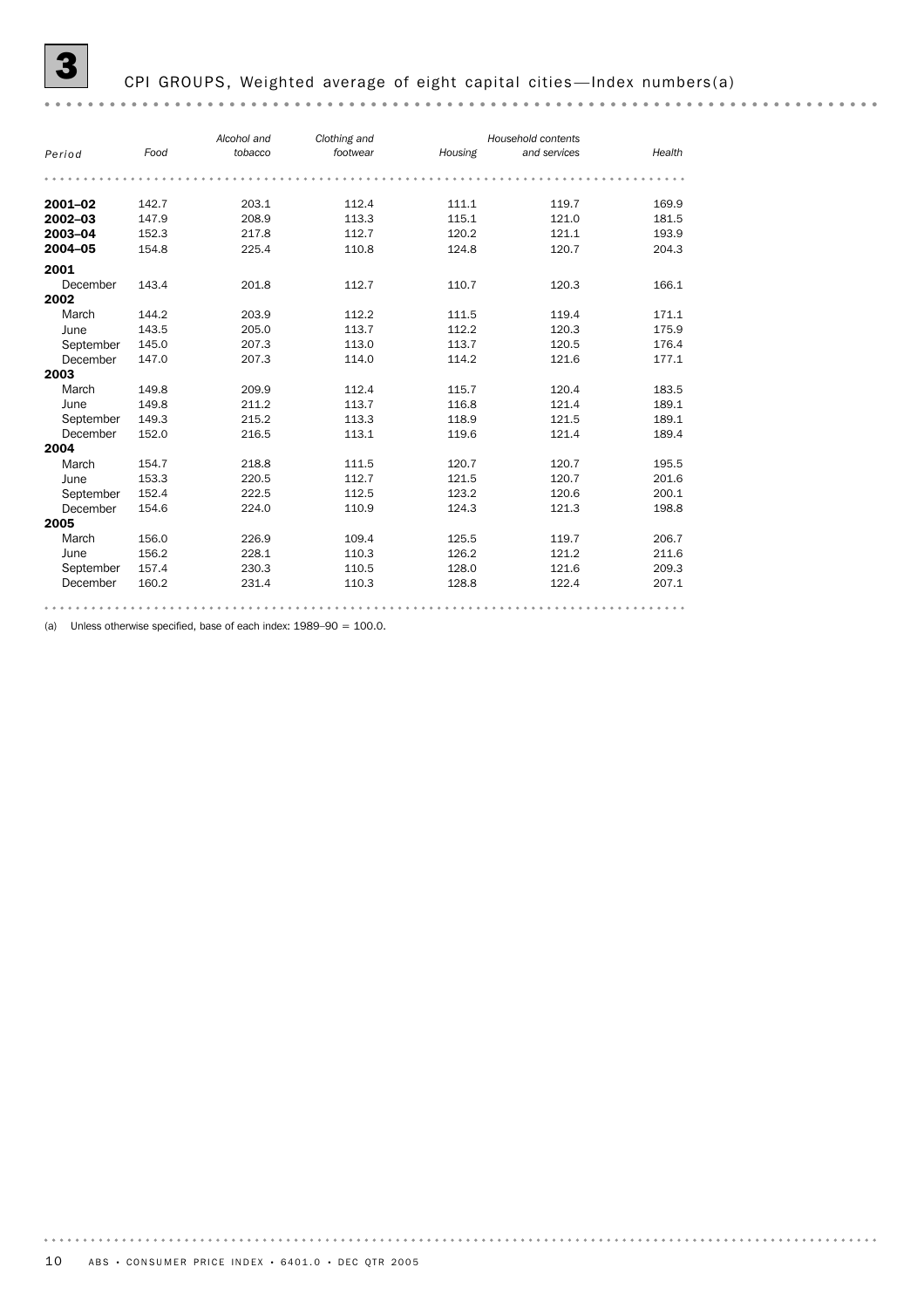# 3 CPI GROUPS, Weighted average of eight capital cities—Index numbers(a)

| Period | Food | Alcohol and tobacco | Clothing and footwear | Housing | Household contents and services | Health |
|---|---|---|---|---|---|---|
| **2001–02** | 142.7 | 203.1 | 112.4 | 111.1 | 119.7 | 169.9 |
| **2002–03** | 147.9 | 208.9 | 113.3 | 115.1 | 121.0 | 181.5 |
| **2003–04** | 152.3 | 217.8 | 112.7 | 120.2 | 121.1 | 193.9 |
| **2004–05** | 154.8 | 225.4 | 110.8 | 124.8 | 120.7 | 204.3 |
| **2001** | | | | | | |
| December | 143.4 | 201.8 | 112.7 | 110.7 | 120.3 | 166.1 |
| **2002** | | | | | | |
| March | 144.2 | 203.9 | 112.2 | 111.5 | 119.4 | 171.1 |
| June | 143.5 | 205.0 | 113.7 | 112.2 | 120.3 | 175.9 |
| September | 145.0 | 207.3 | 113.0 | 113.7 | 120.5 | 176.4 |
| December | 147.0 | 207.3 | 114.0 | 114.2 | 121.6 | 177.1 |
| **2003** | | | | | | |
| March | 149.8 | 209.9 | 112.4 | 115.7 | 120.4 | 183.5 |
| June | 149.8 | 211.2 | 113.7 | 116.8 | 121.4 | 189.1 |
| September | 149.3 | 215.2 | 113.3 | 118.9 | 121.5 | 189.1 |
| December | 152.0 | 216.5 | 113.1 | 119.6 | 121.4 | 189.4 |
| **2004** | | | | | | |
| March | 154.7 | 218.8 | 111.5 | 120.7 | 120.7 | 195.5 |
| June | 153.3 | 220.5 | 112.7 | 121.5 | 120.7 | 201.6 |
| September | 152.4 | 222.5 | 112.5 | 123.2 | 120.6 | 200.1 |
| December | 154.6 | 224.0 | 110.9 | 124.3 | 121.3 | 198.8 |
| **2005** | | | | | | |
| March | 156.0 | 226.9 | 109.4 | 125.5 | 119.7 | 206.7 |
| June | 156.2 | 228.1 | 110.3 | 126.2 | 121.2 | 211.6 |
| September | 157.4 | 230.3 | 110.5 | 128.0 | 121.6 | 209.3 |
| December | 160.2 | 231.4 | 110.3 | 128.8 | 122.4 | 207.1 |

(a) Unless otherwise specified, base of each index: 1989–90 = 100.0.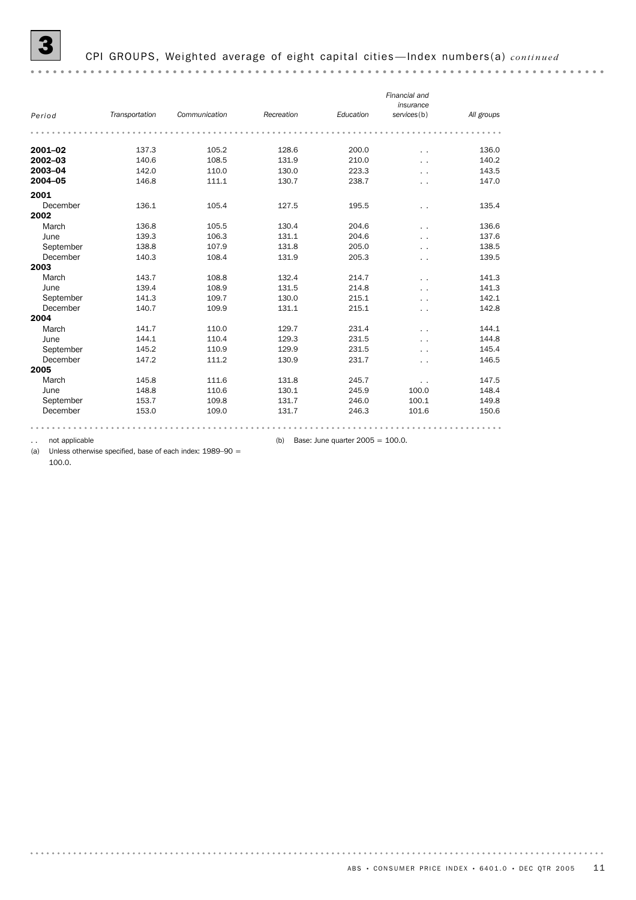## 3 CPI GROUPS, Weighted average of eight capital cities—Index numbers(a) *continued*

| Period | Transportation | Communication | Recreation | Education | Financial and insurance services(b) | All groups |
|---|---|---|---|---|---|---|
| **2001–02** | 137.3 | 105.2 | 128.6 | 200.0 | . . | 136.0 |
| **2002–03** | 140.6 | 108.5 | 131.9 | 210.0 | . . | 140.2 |
| **2003–04** | 142.0 | 110.0 | 130.0 | 223.3 | . . | 143.5 |
| **2004–05** | 146.8 | 111.1 | 130.7 | 238.7 | . . | 147.0 |
| **2001** | | | | | | |
| December | 136.1 | 105.4 | 127.5 | 195.5 | . . | 135.4 |
| **2002** | | | | | | |
| March | 136.8 | 105.5 | 130.4 | 204.6 | . . | 136.6 |
| June | 139.3 | 106.3 | 131.1 | 204.6 | . . | 137.6 |
| September | 138.8 | 107.9 | 131.8 | 205.0 | . . | 138.5 |
| December | 140.3 | 108.4 | 131.9 | 205.3 | . . | 139.5 |
| **2003** | | | | | | |
| March | 143.7 | 108.8 | 132.4 | 214.7 | . . | 141.3 |
| June | 139.4 | 108.9 | 131.5 | 214.8 | . . | 141.3 |
| September | 141.3 | 109.7 | 130.0 | 215.1 | . . | 142.1 |
| December | 140.7 | 109.9 | 131.1 | 215.1 | . . | 142.8 |
| **2004** | | | | | | |
| March | 141.7 | 110.0 | 129.7 | 231.4 | . . | 144.1 |
| June | 144.1 | 110.4 | 129.3 | 231.5 | . . | 144.8 |
| September | 145.2 | 110.9 | 129.9 | 231.5 | . . | 145.4 |
| December | 147.2 | 111.2 | 130.9 | 231.7 | . . | 146.5 |
| **2005** | | | | | | |
| March | 145.8 | 111.6 | 131.8 | 245.7 | . . | 147.5 |
| June | 148.8 | 110.6 | 130.1 | 245.9 | 100.0 | 148.4 |
| September | 153.7 | 109.8 | 131.7 | 246.0 | 100.1 | 149.8 |
| December | 153.0 | 109.0 | 131.7 | 246.3 | 101.6 | 150.6 |

. . not applicable

(a) Unless otherwise specified, base of each index: 1989–90 = 100.0.

(b) Base: June quarter 2005 = 100.0.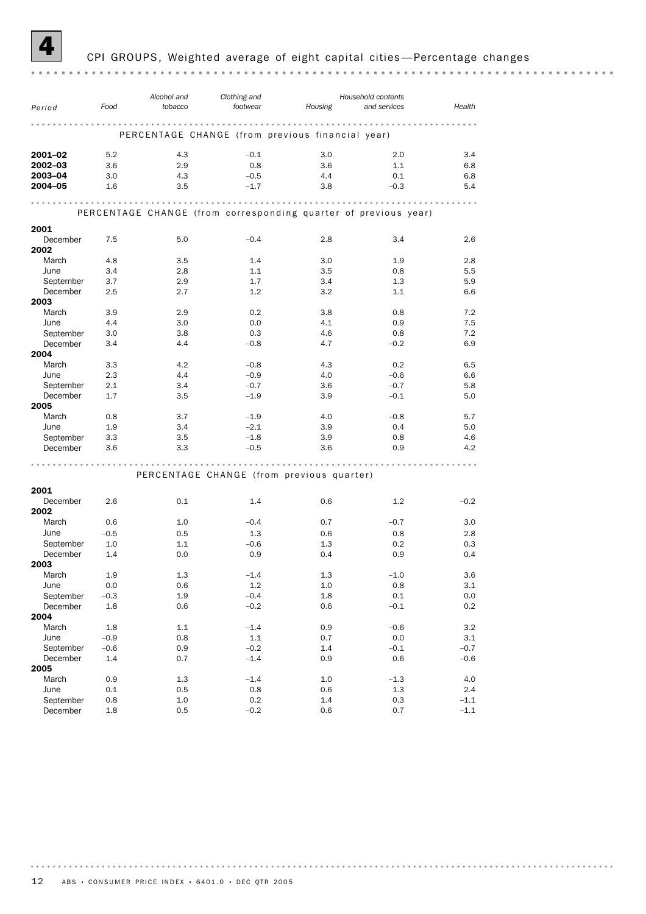# 4 CPI GROUPS, Weighted average of eight capital cities—Percentage changes

| Period | Food | Alcohol and tobacco | Clothing and footwear | Housing | Household contents and services | Health |
|---|---|---|---|---|---|---|
| | | PERCENTAGE CHANGE (from previous financial year) | | | | |
| **2001–02** | 5.2 | 4.3 | –0.1 | 3.0 | 2.0 | 3.4 |
| **2002–03** | 3.6 | 2.9 | 0.8 | 3.6 | 1.1 | 6.8 |
| **2003–04** | 3.0 | 4.3 | –0.5 | 4.4 | 0.1 | 6.8 |
| **2004–05** | 1.6 | 3.5 | –1.7 | 3.8 | –0.3 | 5.4 |
| | | PERCENTAGE CHANGE (from corresponding quarter of previous year) | | | | |
| **2001** | | | | | | |
| December | 7.5 | 5.0 | –0.4 | 2.8 | 3.4 | 2.6 |
| **2002** | | | | | | |
| March | 4.8 | 3.5 | 1.4 | 3.0 | 1.9 | 2.8 |
| June | 3.4 | 2.8 | 1.1 | 3.5 | 0.8 | 5.5 |
| September | 3.7 | 2.9 | 1.7 | 3.4 | 1.3 | 5.9 |
| December | 2.5 | 2.7 | 1.2 | 3.2 | 1.1 | 6.6 |
| **2003** | | | | | | |
| March | 3.9 | 2.9 | 0.2 | 3.8 | 0.8 | 7.2 |
| June | 4.4 | 3.0 | 0.0 | 4.1 | 0.9 | 7.5 |
| September | 3.0 | 3.8 | 0.3 | 4.6 | 0.8 | 7.2 |
| December | 3.4 | 4.4 | –0.8 | 4.7 | –0.2 | 6.9 |
| **2004** | | | | | | |
| March | 3.3 | 4.2 | –0.8 | 4.3 | 0.2 | 6.5 |
| June | 2.3 | 4.4 | –0.9 | 4.0 | –0.6 | 6.6 |
| September | 2.1 | 3.4 | –0.7 | 3.6 | –0.7 | 5.8 |
| December | 1.7 | 3.5 | –1.9 | 3.9 | –0.1 | 5.0 |
| **2005** | | | | | | |
| March | 0.8 | 3.7 | –1.9 | 4.0 | –0.8 | 5.7 |
| June | 1.9 | 3.4 | –2.1 | 3.9 | 0.4 | 5.0 |
| September | 3.3 | 3.5 | –1.8 | 3.9 | 0.8 | 4.6 |
| December | 3.6 | 3.3 | –0.5 | 3.6 | 0.9 | 4.2 |
| | | PERCENTAGE CHANGE (from previous quarter) | | | | |
| **2001** | | | | | | |
| December | 2.6 | 0.1 | 1.4 | 0.6 | 1.2 | –0.2 |
| **2002** | | | | | | |
| March | 0.6 | 1.0 | –0.4 | 0.7 | –0.7 | 3.0 |
| June | –0.5 | 0.5 | 1.3 | 0.6 | 0.8 | 2.8 |
| September | 1.0 | 1.1 | –0.6 | 1.3 | 0.2 | 0.3 |
| December | 1.4 | 0.0 | 0.9 | 0.4 | 0.9 | 0.4 |
| **2003** | | | | | | |
| March | 1.9 | 1.3 | –1.4 | 1.3 | –1.0 | 3.6 |
| June | 0.0 | 0.6 | 1.2 | 1.0 | 0.8 | 3.1 |
| September | –0.3 | 1.9 | –0.4 | 1.8 | 0.1 | 0.0 |
| December | 1.8 | 0.6 | –0.2 | 0.6 | –0.1 | 0.2 |
| **2004** | | | | | | |
| March | 1.8 | 1.1 | –1.4 | 0.9 | –0.6 | 3.2 |
| June | –0.9 | 0.8 | 1.1 | 0.7 | 0.0 | 3.1 |
| September | –0.6 | 0.9 | –0.2 | 1.4 | –0.1 | –0.7 |
| December | 1.4 | 0.7 | –1.4 | 0.9 | 0.6 | –0.6 |
| **2005** | | | | | | |
| March | 0.9 | 1.3 | –1.4 | 1.0 | –1.3 | 4.0 |
| June | 0.1 | 0.5 | 0.8 | 0.6 | 1.3 | 2.4 |
| September | 0.8 | 1.0 | 0.2 | 1.4 | 0.3 | –1.1 |
| December | 1.8 | 0.5 | –0.2 | 0.6 | 0.7 | –1.1 |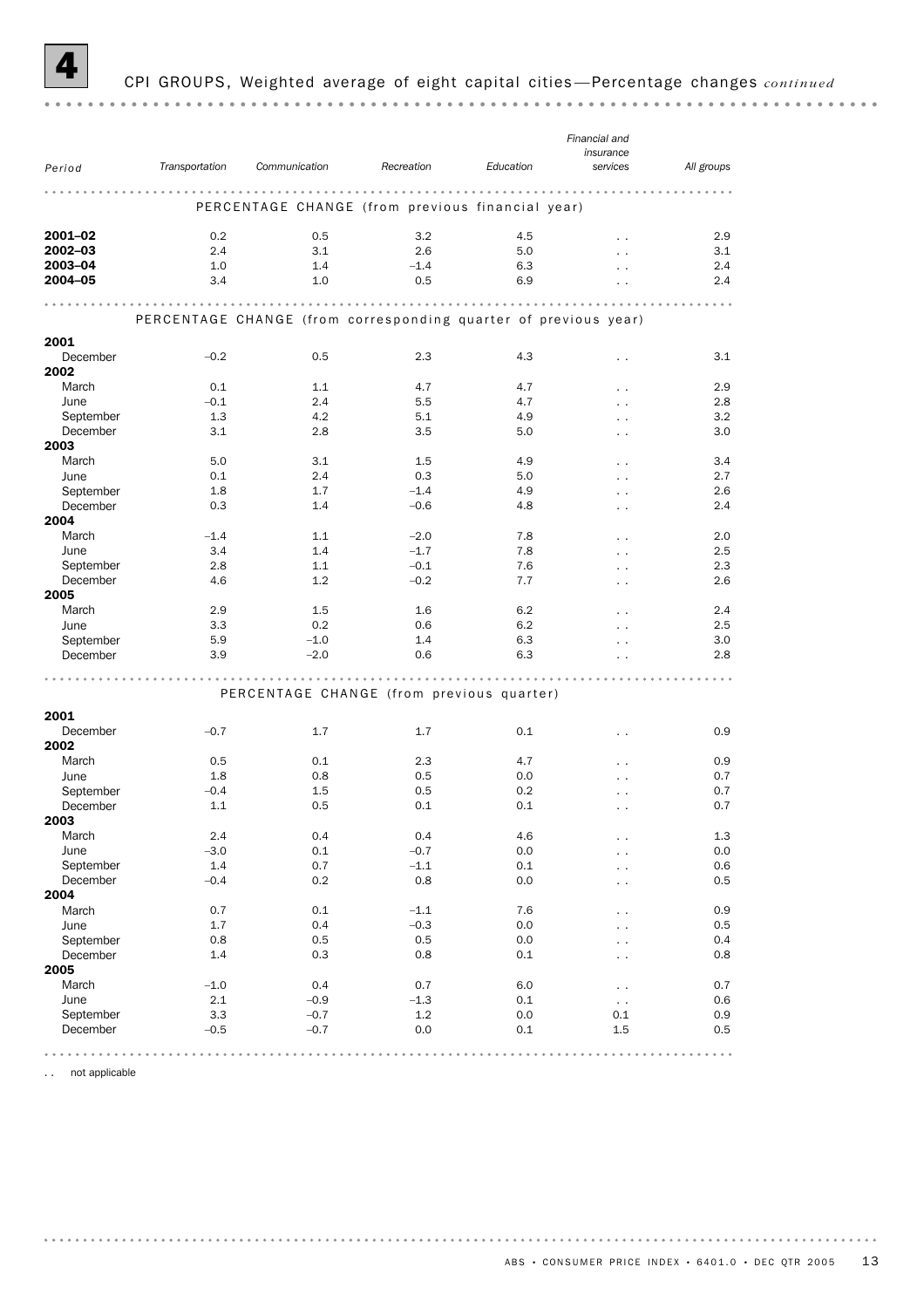# 4 CPI GROUPS, Weighted average of eight capital cities—Percentage changes *continued*

| Period | Transportation | Communication | Recreation | Education | Financial and insurance services | All groups |
|---|---|---|---|---|---|---|
| **PERCENTAGE CHANGE (from previous financial year)** | | | | | | |
| **2001–02** | 0.2 | 0.5 | 3.2 | 4.5 | . . | 2.9 |
| **2002–03** | 2.4 | 3.1 | 2.6 | 5.0 | . . | 3.1 |
| **2003–04** | 1.0 | 1.4 | –1.4 | 6.3 | . . | 2.4 |
| **2004–05** | 3.4 | 1.0 | 0.5 | 6.9 | . . | 2.4 |
| **PERCENTAGE CHANGE (from corresponding quarter of previous year)** | | | | | | |
| **2001** | | | | | | |
| December | –0.2 | 0.5 | 2.3 | 4.3 | . . | 3.1 |
| **2002** | | | | | | |
| March | 0.1 | 1.1 | 4.7 | 4.7 | . . | 2.9 |
| June | –0.1 | 2.4 | 5.5 | 4.7 | . . | 2.8 |
| September | 1.3 | 4.2 | 5.1 | 4.9 | . . | 3.2 |
| December | 3.1 | 2.8 | 3.5 | 5.0 | . . | 3.0 |
| **2003** | | | | | | |
| March | 5.0 | 3.1 | 1.5 | 4.9 | . . | 3.4 |
| June | 0.1 | 2.4 | 0.3 | 5.0 | . . | 2.7 |
| September | 1.8 | 1.7 | –1.4 | 4.9 | . . | 2.6 |
| December | 0.3 | 1.4 | –0.6 | 4.8 | . . | 2.4 |
| **2004** | | | | | | |
| March | –1.4 | 1.1 | –2.0 | 7.8 | . . | 2.0 |
| June | 3.4 | 1.4 | –1.7 | 7.8 | . . | 2.5 |
| September | 2.8 | 1.1 | –0.1 | 7.6 | . . | 2.3 |
| December | 4.6 | 1.2 | –0.2 | 7.7 | . . | 2.6 |
| **2005** | | | | | | |
| March | 2.9 | 1.5 | 1.6 | 6.2 | . . | 2.4 |
| June | 3.3 | 0.2 | 0.6 | 6.2 | . . | 2.5 |
| September | 5.9 | –1.0 | 1.4 | 6.3 | . . | 3.0 |
| December | 3.9 | –2.0 | 0.6 | 6.3 | . . | 2.8 |
| **PERCENTAGE CHANGE (from previous quarter)** | | | | | | |
| **2001** | | | | | | |
| December | –0.7 | 1.7 | 1.7 | 0.1 | . . | 0.9 |
| **2002** | | | | | | |
| March | 0.5 | 0.1 | 2.3 | 4.7 | . . | 0.9 |
| June | 1.8 | 0.8 | 0.5 | 0.0 | . . | 0.7 |
| September | –0.4 | 1.5 | 0.5 | 0.2 | . . | 0.7 |
| December | 1.1 | 0.5 | 0.1 | 0.1 | . . | 0.7 |
| **2003** | | | | | | |
| March | 2.4 | 0.4 | 0.4 | 4.6 | . . | 1.3 |
| June | –3.0 | 0.1 | –0.7 | 0.0 | . . | 0.0 |
| September | 1.4 | 0.7 | –1.1 | 0.1 | . . | 0.6 |
| December | –0.4 | 0.2 | 0.8 | 0.0 | . . | 0.5 |
| **2004** | | | | | | |
| March | 0.7 | 0.1 | –1.1 | 7.6 | . . | 0.9 |
| June | 1.7 | 0.4 | –0.3 | 0.0 | . . | 0.5 |
| September | 0.8 | 0.5 | 0.5 | 0.0 | . . | 0.4 |
| December | 1.4 | 0.3 | 0.8 | 0.1 | . . | 0.8 |
| **2005** | | | | | | |
| March | –1.0 | 0.4 | 0.7 | 6.0 | . . | 0.7 |
| June | 2.1 | –0.9 | –1.3 | 0.1 | . . | 0.6 |
| September | 3.3 | –0.7 | 1.2 | 0.0 | 0.1 | 0.9 |
| December | –0.5 | –0.7 | 0.0 | 0.1 | 1.5 | 0.5 |

. . not applicable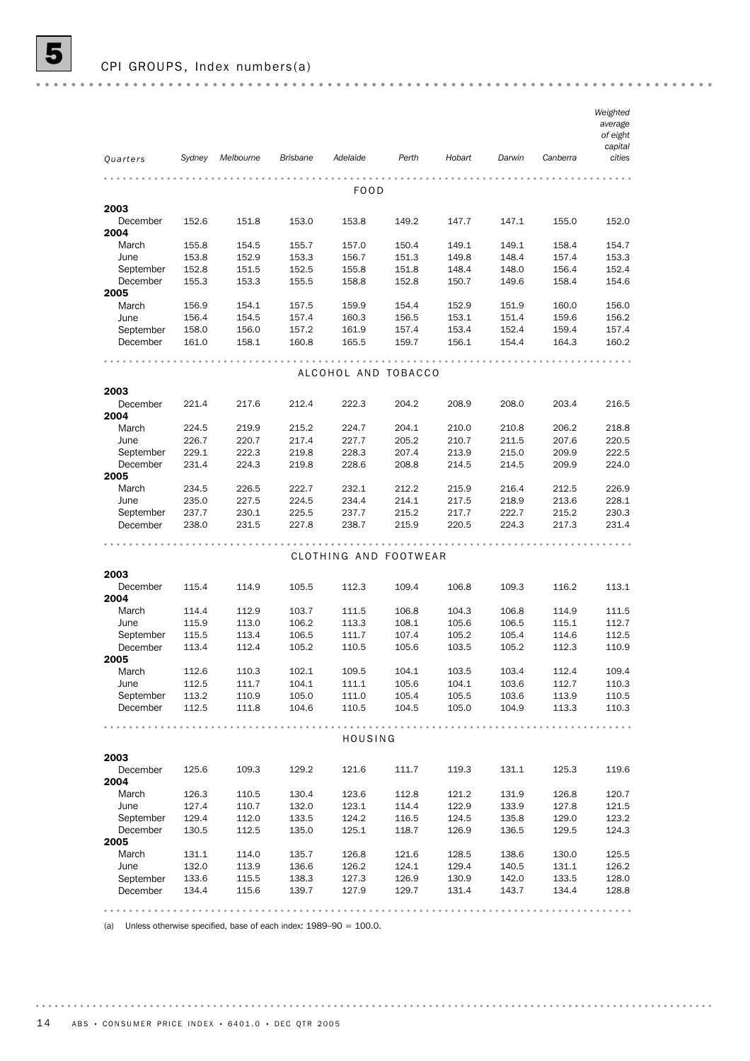## 5 CPI GROUPS, Index numbers(a)

| Quarters | Sydney | Melbourne | Brisbane | Adelaide | Perth | Hobart | Darwin | Canberra | Weighted average of eight capital cities |
|---|---|---|---|---|---|---|---|---|---|
| **FOOD** | | | | | | | | | |
| **2003** | | | | | | | | | |
| December | 152.6 | 151.8 | 153.0 | 153.8 | 149.2 | 147.7 | 147.1 | 155.0 | 152.0 |
| **2004** | | | | | | | | | |
| March | 155.8 | 154.5 | 155.7 | 157.0 | 150.4 | 149.1 | 149.1 | 158.4 | 154.7 |
| June | 153.8 | 152.9 | 153.3 | 156.7 | 151.3 | 149.8 | 148.4 | 157.4 | 153.3 |
| September | 152.8 | 151.5 | 152.5 | 155.8 | 151.8 | 148.4 | 148.0 | 156.4 | 152.4 |
| December | 155.3 | 153.3 | 155.5 | 158.8 | 152.8 | 150.7 | 149.6 | 158.4 | 154.6 |
| **2005** | | | | | | | | | |
| March | 156.9 | 154.1 | 157.5 | 159.9 | 154.4 | 152.9 | 151.9 | 160.0 | 156.0 |
| June | 156.4 | 154.5 | 157.4 | 160.3 | 156.5 | 153.1 | 151.4 | 159.6 | 156.2 |
| September | 158.0 | 156.0 | 157.2 | 161.9 | 157.4 | 153.4 | 152.4 | 159.4 | 157.4 |
| December | 161.0 | 158.1 | 160.8 | 165.5 | 159.7 | 156.1 | 154.4 | 164.3 | 160.2 |
| **ALCOHOL AND TOBACCO** | | | | | | | | | |
| **2003** | | | | | | | | | |
| December | 221.4 | 217.6 | 212.4 | 222.3 | 204.2 | 208.9 | 208.0 | 203.4 | 216.5 |
| **2004** | | | | | | | | | |
| March | 224.5 | 219.9 | 215.2 | 224.7 | 204.1 | 210.0 | 210.8 | 206.2 | 218.8 |
| June | 226.7 | 220.7 | 217.4 | 227.7 | 205.2 | 210.7 | 211.5 | 207.6 | 220.5 |
| September | 229.1 | 222.3 | 219.8 | 228.3 | 207.4 | 213.9 | 215.0 | 209.9 | 222.5 |
| December | 231.4 | 224.3 | 219.8 | 228.6 | 208.8 | 214.5 | 214.5 | 209.9 | 224.0 |
| **2005** | | | | | | | | | |
| March | 234.5 | 226.5 | 222.7 | 232.1 | 212.2 | 215.9 | 216.4 | 212.5 | 226.9 |
| June | 235.0 | 227.5 | 224.5 | 234.4 | 214.1 | 217.5 | 218.9 | 213.6 | 228.1 |
| September | 237.7 | 230.1 | 225.5 | 237.7 | 215.2 | 217.7 | 222.7 | 215.2 | 230.3 |
| December | 238.0 | 231.5 | 227.8 | 238.7 | 215.9 | 220.5 | 224.3 | 217.3 | 231.4 |
| **CLOTHING AND FOOTWEAR** | | | | | | | | | |
| **2003** | | | | | | | | | |
| December | 115.4 | 114.9 | 105.5 | 112.3 | 109.4 | 106.8 | 109.3 | 116.2 | 113.1 |
| **2004** | | | | | | | | | |
| March | 114.4 | 112.9 | 103.7 | 111.5 | 106.8 | 104.3 | 106.8 | 114.9 | 111.5 |
| June | 115.9 | 113.0 | 106.2 | 113.3 | 108.1 | 105.6 | 106.5 | 115.1 | 112.7 |
| September | 115.5 | 113.4 | 106.5 | 111.7 | 107.4 | 105.2 | 105.4 | 114.6 | 112.5 |
| December | 113.4 | 112.4 | 105.2 | 110.5 | 105.6 | 103.5 | 105.2 | 112.3 | 110.9 |
| **2005** | | | | | | | | | |
| March | 112.6 | 110.3 | 102.1 | 109.5 | 104.1 | 103.5 | 103.4 | 112.4 | 109.4 |
| June | 112.5 | 111.7 | 104.1 | 111.1 | 105.6 | 104.1 | 103.6 | 112.7 | 110.3 |
| September | 113.2 | 110.9 | 105.0 | 111.0 | 105.4 | 105.5 | 103.6 | 113.9 | 110.5 |
| December | 112.5 | 111.8 | 104.6 | 110.5 | 104.5 | 105.0 | 104.9 | 113.3 | 110.3 |
| **HOUSING** | | | | | | | | | |
| **2003** | | | | | | | | | |
| December | 125.6 | 109.3 | 129.2 | 121.6 | 111.7 | 119.3 | 131.1 | 125.3 | 119.6 |
| **2004** | | | | | | | | | |
| March | 126.3 | 110.5 | 130.4 | 123.6 | 112.8 | 121.2 | 131.9 | 126.8 | 120.7 |
| June | 127.4 | 110.7 | 132.0 | 123.1 | 114.4 | 122.9 | 133.9 | 127.8 | 121.5 |
| September | 129.4 | 112.0 | 133.5 | 124.2 | 116.5 | 124.5 | 135.8 | 129.0 | 123.2 |
| December | 130.5 | 112.5 | 135.0 | 125.1 | 118.7 | 126.9 | 136.5 | 129.5 | 124.3 |
| **2005** | | | | | | | | | |
| March | 131.1 | 114.0 | 135.7 | 126.8 | 121.6 | 128.5 | 138.6 | 130.0 | 125.5 |
| June | 132.0 | 113.9 | 136.6 | 126.2 | 124.1 | 129.4 | 140.5 | 131.1 | 126.2 |
| September | 133.6 | 115.5 | 138.3 | 127.3 | 126.9 | 130.9 | 142.0 | 133.5 | 128.0 |
| December | 134.4 | 115.6 | 139.7 | 127.9 | 129.7 | 131.4 | 143.7 | 134.4 | 128.8 |

(a) Unless otherwise specified, base of each index: 1989–90 = 100.0.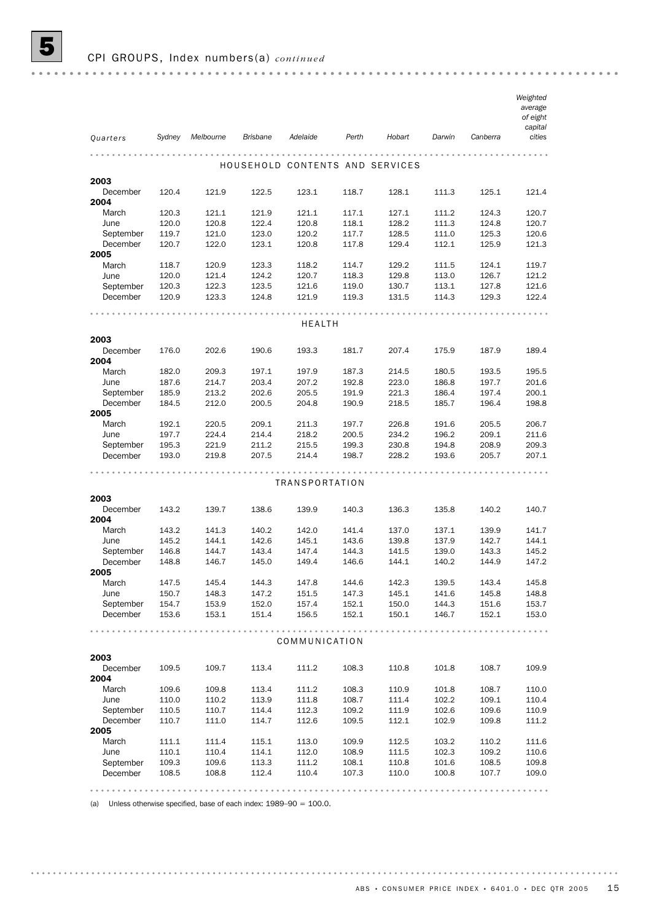## 5 CPI GROUPS, Index numbers(a) *continued*

| Quarters | Sydney | Melbourne | Brisbane | Adelaide | Perth | Hobart | Darwin | Canberra | Weighted average of eight capital cities |
|---|---|---|---|---|---|---|---|---|---|
| **HOUSEHOLD CONTENTS AND SERVICES** | | | | | | | | | |
| **2003** | | | | | | | | | |
| December | 120.4 | 121.9 | 122.5 | 123.1 | 118.7 | 128.1 | 111.3 | 125.1 | 121.4 |
| **2004** | | | | | | | | | |
| March | 120.3 | 121.1 | 121.9 | 121.1 | 117.1 | 127.1 | 111.2 | 124.3 | 120.7 |
| June | 120.0 | 120.8 | 122.4 | 120.8 | 118.1 | 128.2 | 111.3 | 124.8 | 120.7 |
| September | 119.7 | 121.0 | 123.0 | 120.2 | 117.7 | 128.5 | 111.0 | 125.3 | 120.6 |
| December | 120.7 | 122.0 | 123.1 | 120.8 | 117.8 | 129.4 | 112.1 | 125.9 | 121.3 |
| **2005** | | | | | | | | | |
| March | 118.7 | 120.9 | 123.3 | 118.2 | 114.7 | 129.2 | 111.5 | 124.1 | 119.7 |
| June | 120.0 | 121.4 | 124.2 | 120.7 | 118.3 | 129.8 | 113.0 | 126.7 | 121.2 |
| September | 120.3 | 122.3 | 123.5 | 121.6 | 119.0 | 130.7 | 113.1 | 127.8 | 121.6 |
| December | 120.9 | 123.3 | 124.8 | 121.9 | 119.3 | 131.5 | 114.3 | 129.3 | 122.4 |
| **HEALTH** | | | | | | | | | |
| **2003** | | | | | | | | | |
| December | 176.0 | 202.6 | 190.6 | 193.3 | 181.7 | 207.4 | 175.9 | 187.9 | 189.4 |
| **2004** | | | | | | | | | |
| March | 182.0 | 209.3 | 197.1 | 197.9 | 187.3 | 214.5 | 180.5 | 193.5 | 195.5 |
| June | 187.6 | 214.7 | 203.4 | 207.2 | 192.8 | 223.0 | 186.8 | 197.7 | 201.6 |
| September | 185.9 | 213.2 | 202.6 | 205.5 | 191.9 | 221.3 | 186.4 | 197.4 | 200.1 |
| December | 184.5 | 212.0 | 200.5 | 204.8 | 190.9 | 218.5 | 185.7 | 196.4 | 198.8 |
| **2005** | | | | | | | | | |
| March | 192.1 | 220.5 | 209.1 | 211.3 | 197.7 | 226.8 | 191.6 | 205.5 | 206.7 |
| June | 197.7 | 224.4 | 214.4 | 218.2 | 200.5 | 234.2 | 196.2 | 209.1 | 211.6 |
| September | 195.3 | 221.9 | 211.2 | 215.5 | 199.3 | 230.8 | 194.8 | 208.9 | 209.3 |
| December | 193.0 | 219.8 | 207.5 | 214.4 | 198.7 | 228.2 | 193.6 | 205.7 | 207.1 |
| **TRANSPORTATION** | | | | | | | | | |
| **2003** | | | | | | | | | |
| December | 143.2 | 139.7 | 138.6 | 139.9 | 140.3 | 136.3 | 135.8 | 140.2 | 140.7 |
| **2004** | | | | | | | | | |
| March | 143.2 | 141.3 | 140.2 | 142.0 | 141.4 | 137.0 | 137.1 | 139.9 | 141.7 |
| June | 145.2 | 144.1 | 142.6 | 145.1 | 143.6 | 139.8 | 137.9 | 142.7 | 144.1 |
| September | 146.8 | 144.7 | 143.4 | 147.4 | 144.3 | 141.5 | 139.0 | 143.3 | 145.2 |
| December | 148.8 | 146.7 | 145.0 | 149.4 | 146.6 | 144.1 | 140.2 | 144.9 | 147.2 |
| **2005** | | | | | | | | | |
| March | 147.5 | 145.4 | 144.3 | 147.8 | 144.6 | 142.3 | 139.5 | 143.4 | 145.8 |
| June | 150.7 | 148.3 | 147.2 | 151.5 | 147.3 | 145.1 | 141.6 | 145.8 | 148.8 |
| September | 154.7 | 153.9 | 152.0 | 157.4 | 152.1 | 150.0 | 144.3 | 151.6 | 153.7 |
| December | 153.6 | 153.1 | 151.4 | 156.5 | 152.1 | 150.1 | 146.7 | 152.1 | 153.0 |
| **COMMUNICATION** | | | | | | | | | |
| **2003** | | | | | | | | | |
| December | 109.5 | 109.7 | 113.4 | 111.2 | 108.3 | 110.8 | 101.8 | 108.7 | 109.9 |
| **2004** | | | | | | | | | |
| March | 109.6 | 109.8 | 113.4 | 111.2 | 108.3 | 110.9 | 101.8 | 108.7 | 110.0 |
| June | 110.0 | 110.2 | 113.9 | 111.8 | 108.7 | 111.4 | 102.2 | 109.1 | 110.4 |
| September | 110.5 | 110.7 | 114.4 | 112.3 | 109.2 | 111.9 | 102.6 | 109.6 | 110.9 |
| December | 110.7 | 111.0 | 114.7 | 112.6 | 109.5 | 112.1 | 102.9 | 109.8 | 111.2 |
| **2005** | | | | | | | | | |
| March | 111.1 | 111.4 | 115.1 | 113.0 | 109.9 | 112.5 | 103.2 | 110.2 | 111.6 |
| June | 110.1 | 110.4 | 114.1 | 112.0 | 108.9 | 111.5 | 102.3 | 109.2 | 110.6 |
| September | 109.3 | 109.6 | 113.3 | 111.2 | 108.1 | 110.8 | 101.6 | 108.5 | 109.8 |
| December | 108.5 | 108.8 | 112.4 | 110.4 | 107.3 | 110.0 | 100.8 | 107.7 | 109.0 |

(a) Unless otherwise specified, base of each index: 1989–90 = 100.0.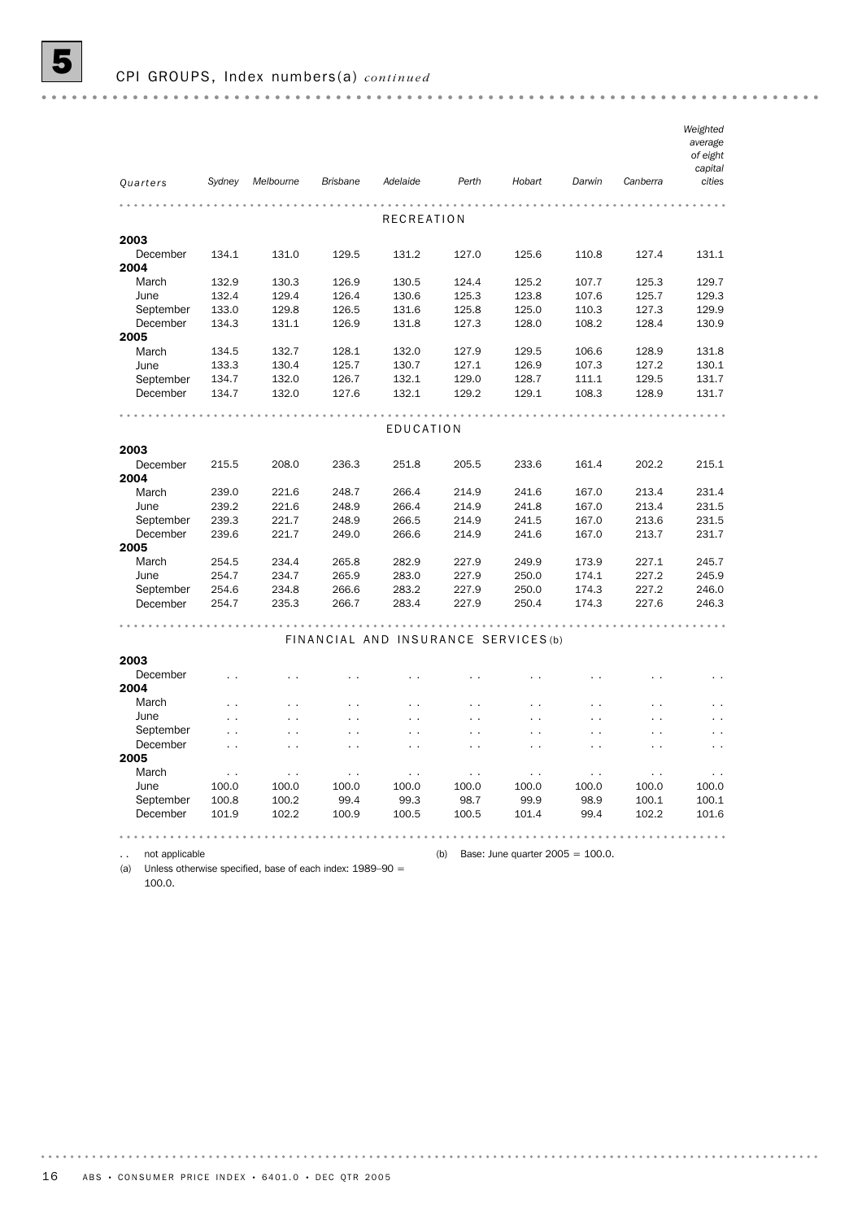# 5 CPI GROUPS, Index numbers(a) *continued*

| Quarters | Sydney | Melbourne | Brisbane | Adelaide | Perth | Hobart | Darwin | Canberra | Weighted average of eight capital cities |
|---|---|---|---|---|---|---|---|---|---|
| **RECREATION** | | | | | | | | | |
| **2003** | | | | | | | | | |
| December | 134.1 | 131.0 | 129.5 | 131.2 | 127.0 | 125.6 | 110.8 | 127.4 | 131.1 |
| **2004** | | | | | | | | | |
| March | 132.9 | 130.3 | 126.9 | 130.5 | 124.4 | 125.2 | 107.7 | 125.3 | 129.7 |
| June | 132.4 | 129.4 | 126.4 | 130.6 | 125.3 | 123.8 | 107.6 | 125.7 | 129.3 |
| September | 133.0 | 129.8 | 126.5 | 131.6 | 125.8 | 125.0 | 110.3 | 127.3 | 129.9 |
| December | 134.3 | 131.1 | 126.9 | 131.8 | 127.3 | 128.0 | 108.2 | 128.4 | 130.9 |
| **2005** | | | | | | | | | |
| March | 134.5 | 132.7 | 128.1 | 132.0 | 127.9 | 129.5 | 106.6 | 128.9 | 131.8 |
| June | 133.3 | 130.4 | 125.7 | 130.7 | 127.1 | 126.9 | 107.3 | 127.2 | 130.1 |
| September | 134.7 | 132.0 | 126.7 | 132.1 | 129.0 | 128.7 | 111.1 | 129.5 | 131.7 |
| December | 134.7 | 132.0 | 127.6 | 132.1 | 129.2 | 129.1 | 108.3 | 128.9 | 131.7 |
| **EDUCATION** | | | | | | | | | |
| **2003** | | | | | | | | | |
| December | 215.5 | 208.0 | 236.3 | 251.8 | 205.5 | 233.6 | 161.4 | 202.2 | 215.1 |
| **2004** | | | | | | | | | |
| March | 239.0 | 221.6 | 248.7 | 266.4 | 214.9 | 241.6 | 167.0 | 213.4 | 231.4 |
| June | 239.2 | 221.6 | 248.9 | 266.4 | 214.9 | 241.8 | 167.0 | 213.4 | 231.5 |
| September | 239.3 | 221.7 | 248.9 | 266.5 | 214.9 | 241.5 | 167.0 | 213.6 | 231.5 |
| December | 239.6 | 221.7 | 249.0 | 266.6 | 214.9 | 241.6 | 167.0 | 213.7 | 231.7 |
| **2005** | | | | | | | | | |
| March | 254.5 | 234.4 | 265.8 | 282.9 | 227.9 | 249.9 | 173.9 | 227.1 | 245.7 |
| June | 254.7 | 234.7 | 265.9 | 283.0 | 227.9 | 250.0 | 174.1 | 227.2 | 245.9 |
| September | 254.6 | 234.8 | 266.6 | 283.2 | 227.9 | 250.0 | 174.3 | 227.2 | 246.0 |
| December | 254.7 | 235.3 | 266.7 | 283.4 | 227.9 | 250.4 | 174.3 | 227.6 | 246.3 |
| **FINANCIAL AND INSURANCE SERVICES(b)** | | | | | | | | | |
| **2003** | | | | | | | | | |
| December | . . | . . | . . | . . | . . | . . | . . | . . | . . |
| **2004** | | | | | | | | | |
| March | . . | . . | . . | . . | . . | . . | . . | . . | . . |
| June | . . | . . | . . | . . | . . | . . | . . | . . | . . |
| September | . . | . . | . . | . . | . . | . . | . . | . . | . . |
| December | . . | . . | . . | . . | . . | . . | . . | . . | . . |
| **2005** | | | | | | | | | |
| March | . . | . . | . . | . . | . . | . . | . . | . . | . . |
| June | 100.0 | 100.0 | 100.0 | 100.0 | 100.0 | 100.0 | 100.0 | 100.0 | 100.0 |
| September | 100.8 | 100.2 | 99.4 | 99.3 | 98.7 | 99.9 | 98.9 | 100.1 | 100.1 |
| December | 101.9 | 102.2 | 100.9 | 100.5 | 100.5 | 101.4 | 99.4 | 102.2 | 101.6 |

. . not applicable

(a) Unless otherwise specified, base of each index: 1989–90 = 100.0.

(b) Base: June quarter 2005 = 100.0.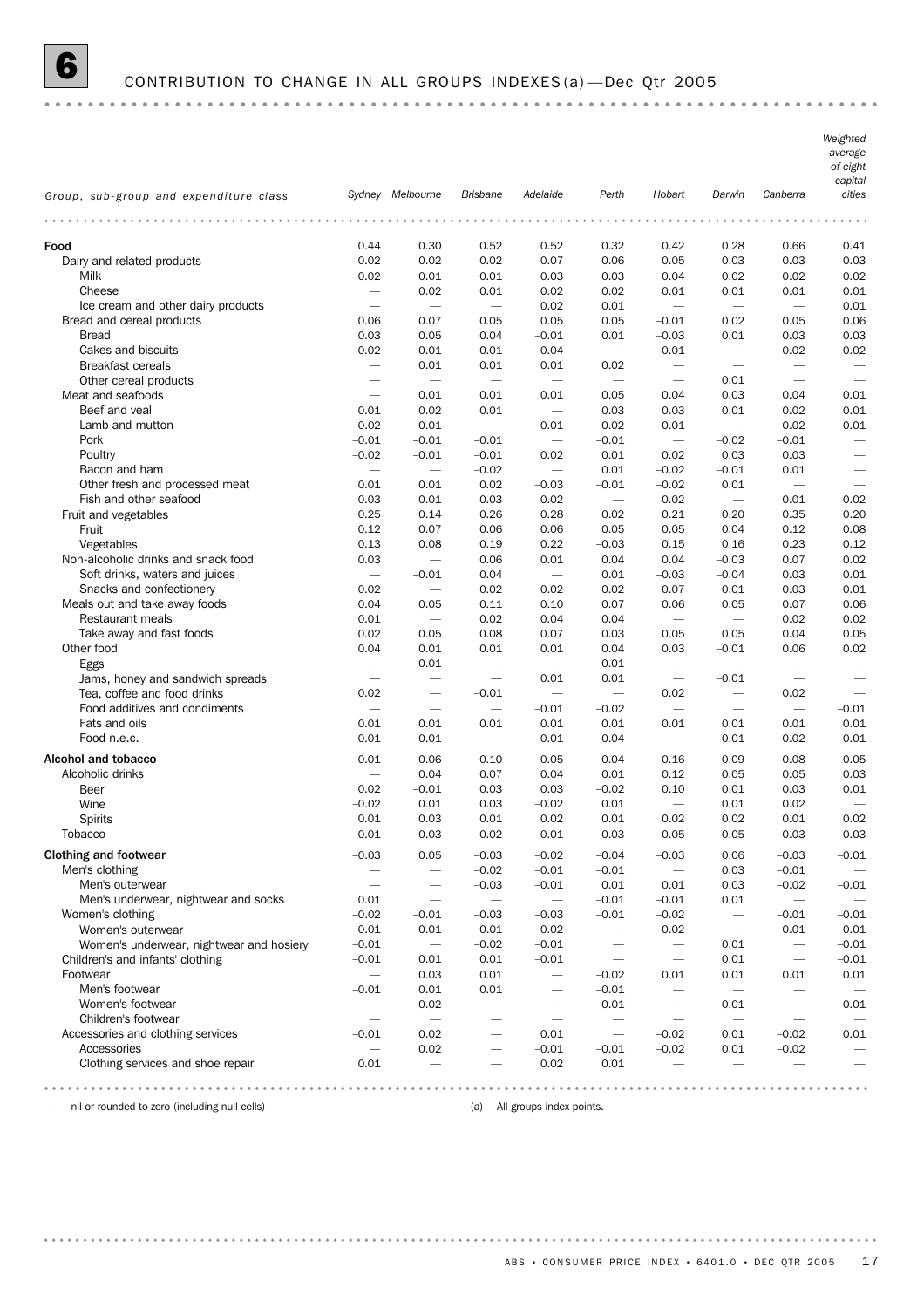# 6 CONTRIBUTION TO CHANGE IN ALL GROUPS INDEXES(a)—Dec Qtr 2005

| Group, sub-group and expenditure class | Sydney | Melbourne | Brisbane | Adelaide | Perth | Hobart | Darwin | Canberra | Weighted average of eight capital cities |
|---|---|---|---|---|---|---|---|---|---|
| **Food** | 0.44 | 0.30 | 0.52 | 0.52 | 0.32 | 0.42 | 0.28 | 0.66 | 0.41 |
| Dairy and related products | 0.02 | 0.02 | 0.02 | 0.07 | 0.06 | 0.05 | 0.03 | 0.03 | 0.03 |
| Milk | 0.02 | 0.01 | 0.01 | 0.03 | 0.03 | 0.04 | 0.02 | 0.02 | 0.02 |
| Cheese | — | 0.02 | 0.01 | 0.02 | 0.02 | 0.01 | 0.01 | 0.01 | 0.01 |
| Ice cream and other dairy products | — | — | — | 0.02 | 0.01 | — | — | — | 0.01 |
| Bread and cereal products | 0.06 | 0.07 | 0.05 | 0.05 | 0.05 | −0.01 | 0.02 | 0.05 | 0.06 |
| Bread | 0.03 | 0.05 | 0.04 | −0.01 | 0.01 | −0.03 | 0.01 | 0.03 | 0.03 |
| Cakes and biscuits | 0.02 | 0.01 | 0.01 | 0.04 | — | 0.01 | — | 0.02 | 0.02 |
| Breakfast cereals | — | 0.01 | 0.01 | 0.01 | 0.02 | — | — | — | — |
| Other cereal products | — | — | — | — | — | — | 0.01 | — | — |
| Meat and seafoods | — | 0.01 | 0.01 | 0.01 | 0.05 | 0.04 | 0.03 | 0.04 | 0.01 |
| Beef and veal | 0.01 | 0.02 | 0.01 | — | 0.03 | 0.03 | 0.01 | 0.02 | 0.01 |
| Lamb and mutton | −0.02 | −0.01 | — | −0.01 | 0.02 | 0.01 | — | −0.02 | −0.01 |
| Pork | −0.01 | −0.01 | −0.01 | — | −0.01 | — | −0.02 | −0.01 | — |
| Poultry | −0.02 | −0.01 | −0.01 | 0.02 | 0.01 | 0.02 | 0.03 | 0.03 | — |
| Bacon and ham | — | — | −0.02 | — | 0.01 | −0.02 | −0.01 | 0.01 | — |
| Other fresh and processed meat | 0.01 | 0.01 | 0.02 | −0.03 | −0.01 | −0.02 | 0.01 | — | — |
| Fish and other seafood | 0.03 | 0.01 | 0.03 | 0.02 | — | 0.02 | — | 0.01 | 0.02 |
| Fruit and vegetables | 0.25 | 0.14 | 0.26 | 0.28 | 0.02 | 0.21 | 0.20 | 0.35 | 0.20 |
| Fruit | 0.12 | 0.07 | 0.06 | 0.06 | 0.05 | 0.05 | 0.04 | 0.12 | 0.08 |
| Vegetables | 0.13 | 0.08 | 0.19 | 0.22 | −0.03 | 0.15 | 0.16 | 0.23 | 0.12 |
| Non-alcoholic drinks and snack food | 0.03 | — | 0.06 | 0.01 | 0.04 | 0.04 | −0.03 | 0.07 | 0.02 |
| Soft drinks, waters and juices | — | −0.01 | 0.04 | — | 0.01 | −0.03 | −0.04 | 0.03 | 0.01 |
| Snacks and confectionery | 0.02 | — | 0.02 | 0.02 | 0.02 | 0.07 | 0.01 | 0.03 | 0.01 |
| Meals out and take away foods | 0.04 | 0.05 | 0.11 | 0.10 | 0.07 | 0.06 | 0.05 | 0.07 | 0.06 |
| Restaurant meals | 0.01 | — | 0.02 | 0.04 | 0.04 | — | — | 0.02 | 0.02 |
| Take away and fast foods | 0.02 | 0.05 | 0.08 | 0.07 | 0.03 | 0.05 | 0.05 | 0.04 | 0.05 |
| Other food | 0.04 | 0.01 | 0.01 | 0.01 | 0.04 | 0.03 | −0.01 | 0.06 | 0.02 |
| Eggs | — | 0.01 | — | — | 0.01 | — | — | — | — |
| Jams, honey and sandwich spreads | — | — | — | 0.01 | 0.01 | — | −0.01 | — | — |
| Tea, coffee and food drinks | 0.02 | — | −0.01 | — | — | 0.02 | — | 0.02 | — |
| Food additives and condiments | — | — | — | −0.01 | −0.02 | — | — | — | −0.01 |
| Fats and oils | 0.01 | 0.01 | 0.01 | 0.01 | 0.01 | 0.01 | 0.01 | 0.01 | 0.01 |
| Food n.e.c. | 0.01 | 0.01 | — | −0.01 | 0.04 | — | −0.01 | 0.02 | 0.01 |
| **Alcohol and tobacco** | 0.01 | 0.06 | 0.10 | 0.05 | 0.04 | 0.16 | 0.09 | 0.08 | 0.05 |
| Alcoholic drinks | — | 0.04 | 0.07 | 0.04 | 0.01 | 0.12 | 0.05 | 0.05 | 0.03 |
| Beer | 0.02 | −0.01 | 0.03 | 0.03 | −0.02 | 0.10 | 0.01 | 0.03 | 0.01 |
| Wine | −0.02 | 0.01 | 0.03 | −0.02 | 0.01 | — | 0.01 | 0.02 | — |
| Spirits | 0.01 | 0.03 | 0.01 | 0.02 | 0.01 | 0.02 | 0.02 | 0.01 | 0.02 |
| Tobacco | 0.01 | 0.03 | 0.02 | 0.01 | 0.03 | 0.05 | 0.05 | 0.03 | 0.03 |
| **Clothing and footwear** | −0.03 | 0.05 | −0.03 | −0.02 | −0.04 | −0.03 | 0.06 | −0.03 | −0.01 |
| Men's clothing | — | — | −0.02 | −0.01 | −0.01 | — | 0.03 | −0.01 | — |
| Men's outerwear | — | — | −0.03 | −0.01 | 0.01 | 0.01 | 0.03 | −0.02 | −0.01 |
| Men's underwear, nightwear and socks | 0.01 | — | — | — | −0.01 | −0.01 | 0.01 | — | — |
| Women's clothing | −0.02 | −0.01 | −0.03 | −0.03 | −0.01 | −0.02 | — | −0.01 | −0.01 |
| Women's outerwear | −0.01 | −0.01 | −0.01 | −0.02 | — | −0.02 | — | −0.01 | −0.01 |
| Women's underwear, nightwear and hosiery | −0.01 | — | −0.02 | −0.01 | — | — | 0.01 | — | −0.01 |
| Children's and infants' clothing | −0.01 | 0.01 | 0.01 | −0.01 | — | — | 0.01 | — | −0.01 |
| Footwear | — | 0.03 | 0.01 | — | −0.02 | 0.01 | 0.01 | 0.01 | 0.01 |
| Men's footwear | −0.01 | 0.01 | 0.01 | — | −0.01 | — | — | — | — |
| Women's footwear | — | 0.02 | — | — | −0.01 | — | 0.01 | — | 0.01 |
| Children's footwear | — | — | — | — | — | — | — | — | — |
| Accessories and clothing services | −0.01 | 0.02 | — | 0.01 | — | −0.02 | 0.01 | −0.02 | 0.01 |
| Accessories | — | 0.02 | — | −0.01 | −0.01 | −0.02 | 0.01 | −0.02 | — |
| Clothing services and shoe repair | 0.01 | — | — | 0.02 | 0.01 | — | — | — | — |

— nil or rounded to zero (including null cells)

(a) All groups index points.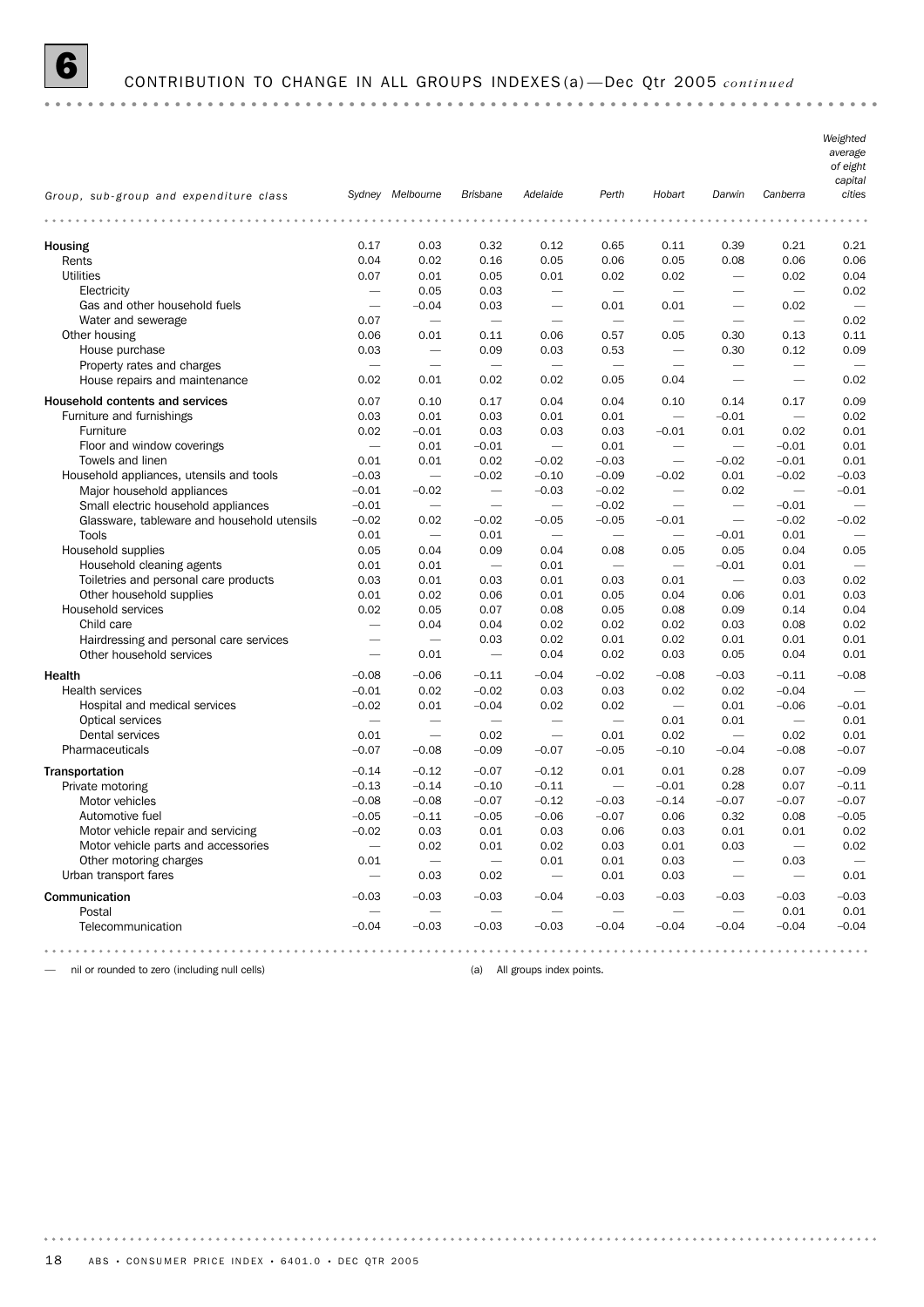# 6 CONTRIBUTION TO CHANGE IN ALL GROUPS INDEXES(a)—Dec Qtr 2005 *continued*

| Group, sub-group and expenditure class | Sydney | Melbourne | Brisbane | Adelaide | Perth | Hobart | Darwin | Canberra | Weighted average of eight capital cities |
|---|---|---|---|---|---|---|---|---|---|
| **Housing** | 0.17 | 0.03 | 0.32 | 0.12 | 0.65 | 0.11 | 0.39 | 0.21 | 0.21 |
| Rents | 0.04 | 0.02 | 0.16 | 0.05 | 0.06 | 0.05 | 0.08 | 0.06 | 0.06 |
| Utilities | 0.07 | 0.01 | 0.05 | 0.01 | 0.02 | 0.02 | — | 0.02 | 0.04 |
| Electricity | — | 0.05 | 0.03 | — | — | — | — | — | 0.02 |
| Gas and other household fuels | — | –0.04 | 0.03 | — | 0.01 | 0.01 | — | 0.02 | — |
| Water and sewerage | 0.07 | — | — | — | — | — | — | — | 0.02 |
| Other housing | 0.06 | 0.01 | 0.11 | 0.06 | 0.57 | 0.05 | 0.30 | 0.13 | 0.11 |
| House purchase | 0.03 | — | 0.09 | 0.03 | 0.53 | — | 0.30 | 0.12 | 0.09 |
| Property rates and charges | — | — | — | — | — | — | — | — | — |
| House repairs and maintenance | 0.02 | 0.01 | 0.02 | 0.02 | 0.05 | 0.04 | — | — | 0.02 |
| **Household contents and services** | 0.07 | 0.10 | 0.17 | 0.04 | 0.04 | 0.10 | 0.14 | 0.17 | 0.09 |
| Furniture and furnishings | 0.03 | 0.01 | 0.03 | 0.01 | 0.01 | — | –0.01 | — | 0.02 |
| Furniture | 0.02 | –0.01 | 0.03 | 0.03 | 0.03 | –0.01 | 0.01 | 0.02 | 0.01 |
| Floor and window coverings | — | 0.01 | –0.01 | — | 0.01 | — | — | –0.01 | 0.01 |
| Towels and linen | 0.01 | 0.01 | 0.02 | –0.02 | –0.03 | — | –0.02 | –0.01 | 0.01 |
| Household appliances, utensils and tools | –0.03 | — | –0.02 | –0.10 | –0.09 | –0.02 | 0.01 | –0.02 | –0.03 |
| Major household appliances | –0.01 | –0.02 | — | –0.03 | –0.02 | — | 0.02 | — | –0.01 |
| Small electric household appliances | –0.01 | — | — | — | –0.02 | — | — | –0.01 | — |
| Glassware, tableware and household utensils | –0.02 | 0.02 | –0.02 | –0.05 | –0.05 | –0.01 | — | –0.02 | –0.02 |
| Tools | 0.01 | — | 0.01 | — | — | — | –0.01 | 0.01 | — |
| Household supplies | 0.05 | 0.04 | 0.09 | 0.04 | 0.08 | 0.05 | 0.05 | 0.04 | 0.05 |
| Household cleaning agents | 0.01 | 0.01 | — | 0.01 | — | — | –0.01 | 0.01 | — |
| Toiletries and personal care products | 0.03 | 0.01 | 0.03 | 0.01 | 0.03 | 0.01 | — | 0.03 | 0.02 |
| Other household supplies | 0.01 | 0.02 | 0.06 | 0.01 | 0.05 | 0.04 | 0.06 | 0.01 | 0.03 |
| Household services | 0.02 | 0.05 | 0.07 | 0.08 | 0.05 | 0.08 | 0.09 | 0.14 | 0.04 |
| Child care | — | 0.04 | 0.04 | 0.02 | 0.02 | 0.02 | 0.03 | 0.08 | 0.02 |
| Hairdressing and personal care services | — | — | 0.03 | 0.02 | 0.01 | 0.02 | 0.01 | 0.01 | 0.01 |
| Other household services | — | 0.01 | — | 0.04 | 0.02 | 0.03 | 0.05 | 0.04 | 0.01 |
| **Health** | –0.08 | –0.06 | –0.11 | –0.04 | –0.02 | –0.08 | –0.03 | –0.11 | –0.08 |
| Health services | –0.01 | 0.02 | –0.02 | 0.03 | 0.03 | 0.02 | 0.02 | –0.04 | — |
| Hospital and medical services | –0.02 | 0.01 | –0.04 | 0.02 | 0.02 | — | 0.01 | –0.06 | –0.01 |
| Optical services | — | — | — | — | — | 0.01 | 0.01 | — | 0.01 |
| Dental services | 0.01 | — | 0.02 | — | 0.01 | 0.02 | — | 0.02 | 0.01 |
| Pharmaceuticals | –0.07 | –0.08 | –0.09 | –0.07 | –0.05 | –0.10 | –0.04 | –0.08 | –0.07 |
| **Transportation** | –0.14 | –0.12 | –0.07 | –0.12 | 0.01 | 0.01 | 0.28 | 0.07 | –0.09 |
| Private motoring | –0.13 | –0.14 | –0.10 | –0.11 | — | –0.01 | 0.28 | 0.07 | –0.11 |
| Motor vehicles | –0.08 | –0.08 | –0.07 | –0.12 | –0.03 | –0.14 | –0.07 | –0.07 | –0.07 |
| Automotive fuel | –0.05 | –0.11 | –0.05 | –0.06 | –0.07 | 0.06 | 0.32 | 0.08 | –0.05 |
| Motor vehicle repair and servicing | –0.02 | 0.03 | 0.01 | 0.03 | 0.06 | 0.03 | 0.01 | 0.01 | 0.02 |
| Motor vehicle parts and accessories | — | 0.02 | 0.01 | 0.02 | 0.03 | 0.01 | 0.03 | — | 0.02 |
| Other motoring charges | 0.01 | — | — | 0.01 | 0.01 | 0.03 | — | 0.03 | — |
| Urban transport fares | — | 0.03 | 0.02 | — | 0.01 | 0.03 | — | — | 0.01 |
| **Communication** | –0.03 | –0.03 | –0.03 | –0.04 | –0.03 | –0.03 | –0.03 | –0.03 | –0.03 |
| Postal | — | — | — | — | — | — | — | 0.01 | 0.01 |
| Telecommunication | –0.04 | –0.03 | –0.03 | –0.03 | –0.04 | –0.04 | –0.04 | –0.04 | –0.04 |

— nil or rounded to zero (including null cells)

(a) All groups index points.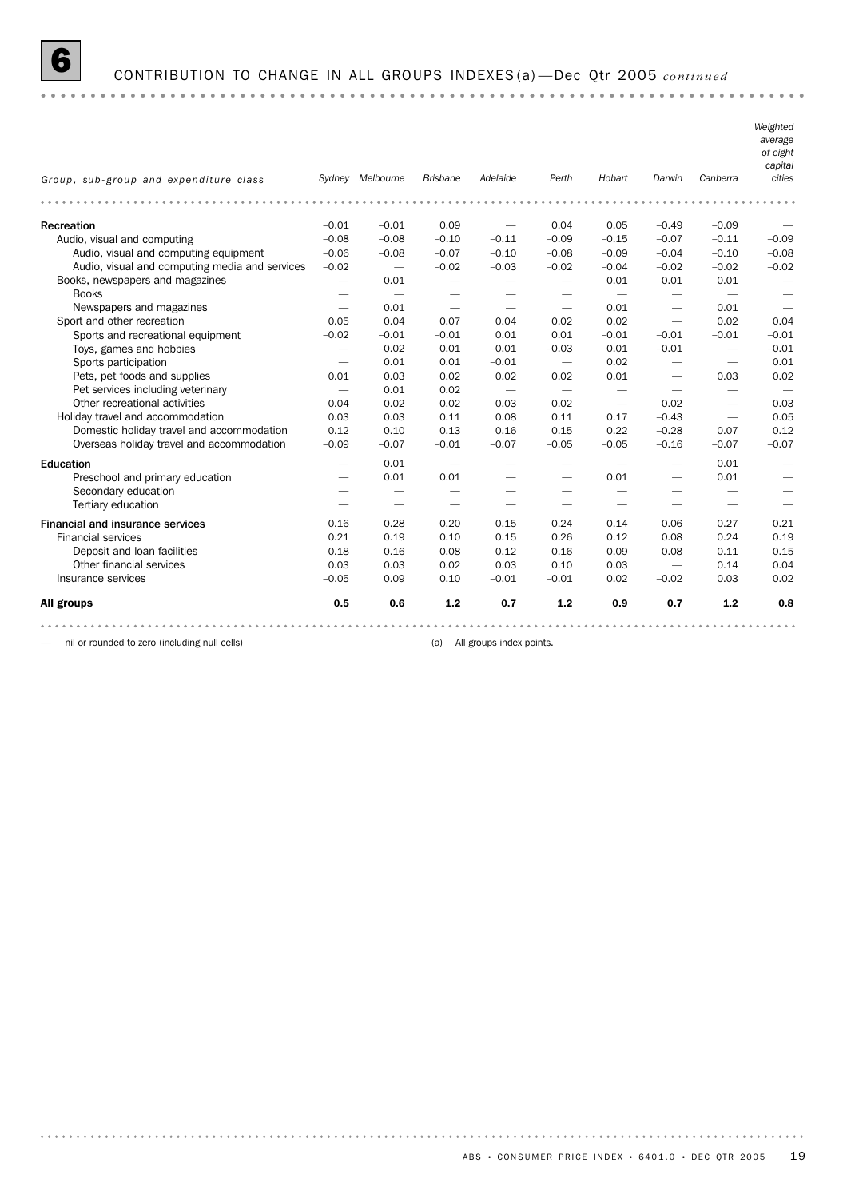## 6 CONTRIBUTION TO CHANGE IN ALL GROUPS INDEXES(a)—Dec Qtr 2005 *continued*

| Group, sub-group and expenditure class | Sydney | Melbourne | Brisbane | Adelaide | Perth | Hobart | Darwin | Canberra | Weighted average of eight capital cities |
|---|---|---|---|---|---|---|---|---|---|
| **Recreation** | –0.01 | –0.01 | 0.09 | — | 0.04 | 0.05 | –0.49 | –0.09 | — |
| Audio, visual and computing | –0.08 | –0.08 | –0.10 | –0.11 | –0.09 | –0.15 | –0.07 | –0.11 | –0.09 |
| Audio, visual and computing equipment | –0.06 | –0.08 | –0.07 | –0.10 | –0.08 | –0.09 | –0.04 | –0.10 | –0.08 |
| Audio, visual and computing media and services | –0.02 | — | –0.02 | –0.03 | –0.02 | –0.04 | –0.02 | –0.02 | –0.02 |
| Books, newspapers and magazines | — | 0.01 | — | — | — | 0.01 | 0.01 | 0.01 | — |
| Books | — | — | — | — | — | — | — | — | — |
| Newspapers and magazines | — | 0.01 | — | — | — | 0.01 | — | 0.01 | — |
| Sport and other recreation | 0.05 | 0.04 | 0.07 | 0.04 | 0.02 | 0.02 | — | 0.02 | 0.04 |
| Sports and recreational equipment | –0.02 | –0.01 | –0.01 | 0.01 | 0.01 | –0.01 | –0.01 | –0.01 | –0.01 |
| Toys, games and hobbies | — | –0.02 | 0.01 | –0.01 | –0.03 | 0.01 | –0.01 | — | –0.01 |
| Sports participation | — | 0.01 | 0.01 | –0.01 | — | 0.02 | — | — | 0.01 |
| Pets, pet foods and supplies | 0.01 | 0.03 | 0.02 | 0.02 | 0.02 | 0.01 | — | 0.03 | 0.02 |
| Pet services including veterinary | — | 0.01 | 0.02 | — | — | — | — | — | — |
| Other recreational activities | 0.04 | 0.02 | 0.02 | 0.03 | 0.02 | — | 0.02 | — | 0.03 |
| Holiday travel and accommodation | 0.03 | 0.03 | 0.11 | 0.08 | 0.11 | 0.17 | –0.43 | — | 0.05 |
| Domestic holiday travel and accommodation | 0.12 | 0.10 | 0.13 | 0.16 | 0.15 | 0.22 | –0.28 | 0.07 | 0.12 |
| Overseas holiday travel and accommodation | –0.09 | –0.07 | –0.01 | –0.07 | –0.05 | –0.05 | –0.16 | –0.07 | –0.07 |
| **Education** | — | 0.01 | — | — | — | — | — | 0.01 | — |
| Preschool and primary education | — | 0.01 | 0.01 | — | — | 0.01 | — | 0.01 | — |
| Secondary education | — | — | — | — | — | — | — | — | — |
| Tertiary education | — | — | — | — | — | — | — | — | — |
| **Financial and insurance services** | 0.16 | 0.28 | 0.20 | 0.15 | 0.24 | 0.14 | 0.06 | 0.27 | 0.21 |
| Financial services | 0.21 | 0.19 | 0.10 | 0.15 | 0.26 | 0.12 | 0.08 | 0.24 | 0.19 |
| Deposit and loan facilities | 0.18 | 0.16 | 0.08 | 0.12 | 0.16 | 0.09 | 0.08 | 0.11 | 0.15 |
| Other financial services | 0.03 | 0.03 | 0.02 | 0.03 | 0.10 | 0.03 | — | 0.14 | 0.04 |
| Insurance services | –0.05 | 0.09 | 0.10 | –0.01 | –0.01 | 0.02 | –0.02 | 0.03 | 0.02 |
| **All groups** | **0.5** | **0.6** | **1.2** | **0.7** | **1.2** | **0.9** | **0.7** | **1.2** | **0.8** |

— nil or rounded to zero (including null cells)

(a) All groups index points.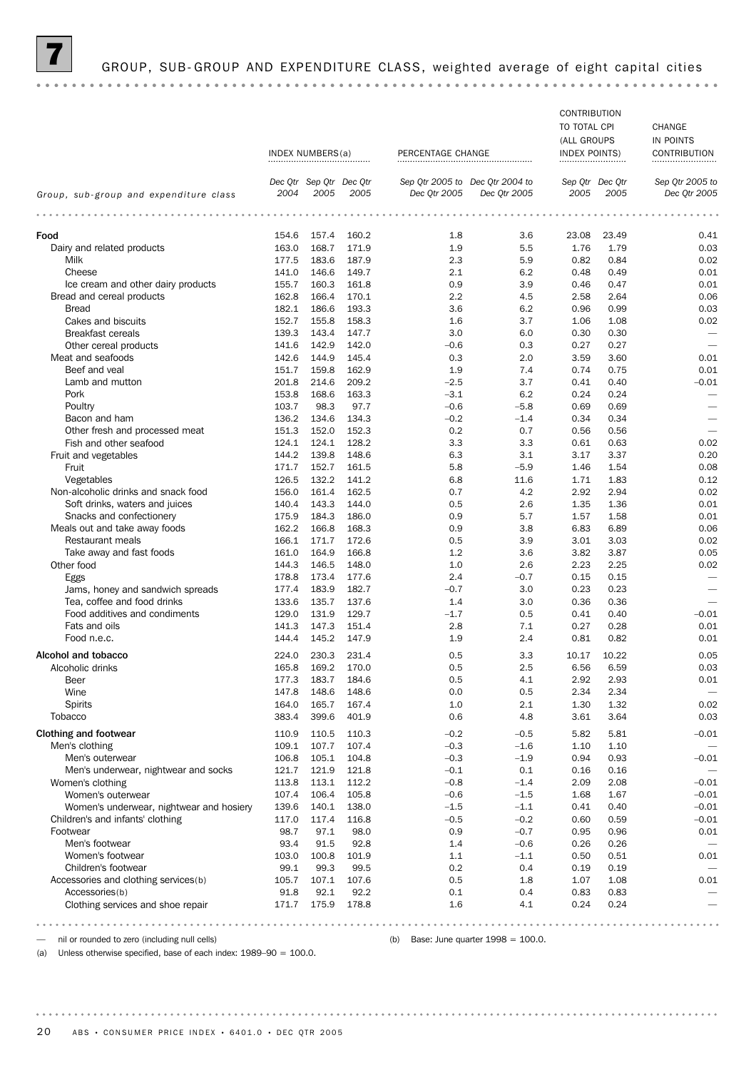## 7 GROUP, SUB-GROUP AND EXPENDITURE CLASS, weighted average of eight capital cities

| Group, sub-group and expenditure class | INDEX NUMBERS(a) | | | PERCENTAGE CHANGE | | CONTRIBUTION TO TOTAL CPI (ALL GROUPS INDEX POINTS) | | CHANGE IN POINTS CONTRIBUTION |
|---|---|---|---|---|---|---|---|---|
| | Dec Qtr 2004 | Sep Qtr 2005 | Dec Qtr 2005 | Sep Qtr 2005 to Dec Qtr 2005 | Dec Qtr 2004 to Dec Qtr 2005 | Sep Qtr 2005 | Dec Qtr 2005 | Sep Qtr 2005 to Dec Qtr 2005 |
| **Food** | 154.6 | 157.4 | 160.2 | 1.8 | 3.6 | 23.08 | 23.49 | 0.41 |
| Dairy and related products | 163.0 | 168.7 | 171.9 | 1.9 | 5.5 | 1.76 | 1.79 | 0.03 |
| Milk | 177.5 | 183.6 | 187.9 | 2.3 | 5.9 | 0.82 | 0.84 | 0.02 |
| Cheese | 141.0 | 146.6 | 149.7 | 2.1 | 6.2 | 0.48 | 0.49 | 0.01 |
| Ice cream and other dairy products | 155.7 | 160.3 | 161.8 | 0.9 | 3.9 | 0.46 | 0.47 | 0.01 |
| Bread and cereal products | 162.8 | 166.4 | 170.1 | 2.2 | 4.5 | 2.58 | 2.64 | 0.06 |
| Bread | 182.1 | 186.6 | 193.3 | 3.6 | 6.2 | 0.96 | 0.99 | 0.03 |
| Cakes and biscuits | 152.7 | 155.8 | 158.3 | 1.6 | 3.7 | 1.06 | 1.08 | 0.02 |
| Breakfast cereals | 139.3 | 143.4 | 147.7 | 3.0 | 6.0 | 0.30 | 0.30 | — |
| Other cereal products | 141.6 | 142.9 | 142.0 | –0.6 | 0.3 | 0.27 | 0.27 | — |
| Meat and seafoods | 142.6 | 144.9 | 145.4 | 0.3 | 2.0 | 3.59 | 3.60 | 0.01 |
| Beef and veal | 151.7 | 159.8 | 162.9 | 1.9 | 7.4 | 0.74 | 0.75 | 0.01 |
| Lamb and mutton | 201.8 | 214.6 | 209.2 | –2.5 | 3.7 | 0.41 | 0.40 | –0.01 |
| Pork | 153.8 | 168.6 | 163.3 | –3.1 | 6.2 | 0.24 | 0.24 | — |
| Poultry | 103.7 | 98.3 | 97.7 | –0.6 | –5.8 | 0.69 | 0.69 | — |
| Bacon and ham | 136.2 | 134.6 | 134.3 | –0.2 | –1.4 | 0.34 | 0.34 | — |
| Other fresh and processed meat | 151.3 | 152.0 | 152.3 | 0.2 | 0.7 | 0.56 | 0.56 | — |
| Fish and other seafood | 124.1 | 124.1 | 128.2 | 3.3 | 3.3 | 0.61 | 0.63 | 0.02 |
| Fruit and vegetables | 144.2 | 139.8 | 148.6 | 6.3 | 3.1 | 3.17 | 3.37 | 0.20 |
| Fruit | 171.7 | 152.7 | 161.5 | 5.8 | –5.9 | 1.46 | 1.54 | 0.08 |
| Vegetables | 126.5 | 132.2 | 141.2 | 6.8 | 11.6 | 1.71 | 1.83 | 0.12 |
| Non-alcoholic drinks and snack food | 156.0 | 161.4 | 162.5 | 0.7 | 4.2 | 2.92 | 2.94 | 0.02 |
| Soft drinks, waters and juices | 140.4 | 143.3 | 144.0 | 0.5 | 2.6 | 1.35 | 1.36 | 0.01 |
| Snacks and confectionery | 175.9 | 184.3 | 186.0 | 0.9 | 5.7 | 1.57 | 1.58 | 0.01 |
| Meals out and take away foods | 162.2 | 166.8 | 168.3 | 0.9 | 3.8 | 6.83 | 6.89 | 0.06 |
| Restaurant meals | 166.1 | 171.7 | 172.6 | 0.5 | 3.9 | 3.01 | 3.03 | 0.02 |
| Take away and fast foods | 161.0 | 164.9 | 166.8 | 1.2 | 3.6 | 3.82 | 3.87 | 0.05 |
| Other food | 144.3 | 146.5 | 148.0 | 1.0 | 2.6 | 2.23 | 2.25 | 0.02 |
| Eggs | 178.8 | 173.4 | 177.6 | 2.4 | –0.7 | 0.15 | 0.15 | — |
| Jams, honey and sandwich spreads | 177.4 | 183.9 | 182.7 | –0.7 | 3.0 | 0.23 | 0.23 | — |
| Tea, coffee and food drinks | 133.6 | 135.7 | 137.6 | 1.4 | 3.0 | 0.36 | 0.36 | — |
| Food additives and condiments | 129.0 | 131.9 | 129.7 | –1.7 | 0.5 | 0.41 | 0.40 | –0.01 |
| Fats and oils | 141.3 | 147.3 | 151.4 | 2.8 | 7.1 | 0.27 | 0.28 | 0.01 |
| Food n.e.c. | 144.4 | 145.2 | 147.9 | 1.9 | 2.4 | 0.81 | 0.82 | 0.01 |
| **Alcohol and tobacco** | 224.0 | 230.3 | 231.4 | 0.5 | 3.3 | 10.17 | 10.22 | 0.05 |
| Alcoholic drinks | 165.8 | 169.2 | 170.0 | 0.5 | 2.5 | 6.56 | 6.59 | 0.03 |
| Beer | 177.3 | 183.7 | 184.6 | 0.5 | 4.1 | 2.92 | 2.93 | 0.01 |
| Wine | 147.8 | 148.6 | 148.6 | 0.0 | 0.5 | 2.34 | 2.34 | — |
| Spirits | 164.0 | 165.7 | 167.4 | 1.0 | 2.1 | 1.30 | 1.32 | 0.02 |
| Tobacco | 383.4 | 399.6 | 401.9 | 0.6 | 4.8 | 3.61 | 3.64 | 0.03 |
| **Clothing and footwear** | 110.9 | 110.5 | 110.3 | –0.2 | –0.5 | 5.82 | 5.81 | –0.01 |
| Men's clothing | 109.1 | 107.7 | 107.4 | –0.3 | –1.6 | 1.10 | 1.10 | — |
| Men's outerwear | 106.8 | 105.1 | 104.8 | –0.3 | –1.9 | 0.94 | 0.93 | –0.01 |
| Men's underwear, nightwear and socks | 121.7 | 121.9 | 121.8 | –0.1 | 0.1 | 0.16 | 0.16 | — |
| Women's clothing | 113.8 | 113.1 | 112.2 | –0.8 | –1.4 | 2.09 | 2.08 | –0.01 |
| Women's outerwear | 107.4 | 106.4 | 105.8 | –0.6 | –1.5 | 1.68 | 1.67 | –0.01 |
| Women's underwear, nightwear and hosiery | 139.6 | 140.1 | 138.0 | –1.5 | –1.1 | 0.41 | 0.40 | –0.01 |
| Children's and infants' clothing | 117.0 | 117.4 | 116.8 | –0.5 | –0.2 | 0.60 | 0.59 | –0.01 |
| Footwear | 98.7 | 97.1 | 98.0 | 0.9 | –0.7 | 0.95 | 0.96 | 0.01 |
| Men's footwear | 93.4 | 91.5 | 92.8 | 1.4 | –0.6 | 0.26 | 0.26 | — |
| Women's footwear | 103.0 | 100.8 | 101.9 | 1.1 | –1.1 | 0.50 | 0.51 | 0.01 |
| Children's footwear | 99.1 | 99.3 | 99.5 | 0.2 | 0.4 | 0.19 | 0.19 | — |
| Accessories and clothing services(b) | 105.7 | 107.1 | 107.6 | 0.5 | 1.8 | 1.07 | 1.08 | 0.01 |
| Accessories(b) | 91.8 | 92.1 | 92.2 | 0.1 | 0.4 | 0.83 | 0.83 | — |
| Clothing services and shoe repair | 171.7 | 175.9 | 178.8 | 1.6 | 4.1 | 0.24 | 0.24 | — |

— nil or rounded to zero (including null cells)

(a) Unless otherwise specified, base of each index: 1989–90 = 100.0.

(b) Base: June quarter 1998 = 100.0.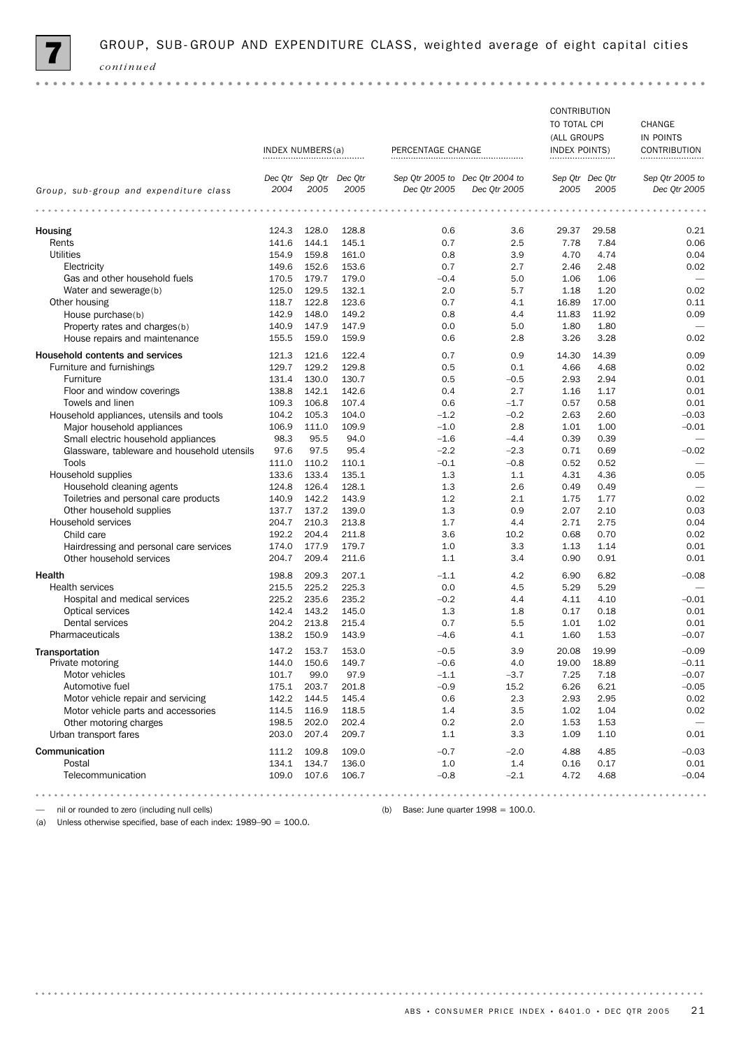# 7 GROUP, SUB-GROUP AND EXPENDITURE CLASS, weighted average of eight capital cities *continued*

| Group, sub-group and expenditure class | INDEX NUMBERS(a) | | | PERCENTAGE CHANGE | | CONTRIBUTION TO TOTAL CPI (ALL GROUPS INDEX POINTS) | | CHANGE IN POINTS CONTRIBUTION |
|---|---|---|---|---|---|---|---|---|
| | Dec Qtr 2004 | Sep Qtr 2005 | Dec Qtr 2005 | Sep Qtr 2005 to Dec Qtr 2005 | Dec Qtr 2004 to Dec Qtr 2005 | Sep Qtr 2005 | Dec Qtr 2005 | Sep Qtr 2005 to Dec Qtr 2005 |
| **Housing** | 124.3 | 128.0 | 128.8 | 0.6 | 3.6 | 29.37 | 29.58 | 0.21 |
| Rents | 141.6 | 144.1 | 145.1 | 0.7 | 2.5 | 7.78 | 7.84 | 0.06 |
| Utilities | 154.9 | 159.8 | 161.0 | 0.8 | 3.9 | 4.70 | 4.74 | 0.04 |
| Electricity | 149.6 | 152.6 | 153.6 | 0.7 | 2.7 | 2.46 | 2.48 | 0.02 |
| Gas and other household fuels | 170.5 | 179.7 | 179.0 | –0.4 | 5.0 | 1.06 | 1.06 | — |
| Water and sewerage(b) | 125.0 | 129.5 | 132.1 | 2.0 | 5.7 | 1.18 | 1.20 | 0.02 |
| Other housing | 118.7 | 122.8 | 123.6 | 0.7 | 4.1 | 16.89 | 17.00 | 0.11 |
| House purchase(b) | 142.9 | 148.0 | 149.2 | 0.8 | 4.4 | 11.83 | 11.92 | 0.09 |
| Property rates and charges(b) | 140.9 | 147.9 | 147.9 | 0.0 | 5.0 | 1.80 | 1.80 | — |
| House repairs and maintenance | 155.5 | 159.0 | 159.9 | 0.6 | 2.8 | 3.26 | 3.28 | 0.02 |
| **Household contents and services** | 121.3 | 121.6 | 122.4 | 0.7 | 0.9 | 14.30 | 14.39 | 0.09 |
| Furniture and furnishings | 129.7 | 129.2 | 129.8 | 0.5 | 0.1 | 4.66 | 4.68 | 0.02 |
| Furniture | 131.4 | 130.0 | 130.7 | 0.5 | –0.5 | 2.93 | 2.94 | 0.01 |
| Floor and window coverings | 138.8 | 142.1 | 142.6 | 0.4 | 2.7 | 1.16 | 1.17 | 0.01 |
| Towels and linen | 109.3 | 106.8 | 107.4 | 0.6 | –1.7 | 0.57 | 0.58 | 0.01 |
| Household appliances, utensils and tools | 104.2 | 105.3 | 104.0 | –1.2 | –0.2 | 2.63 | 2.60 | –0.03 |
| Major household appliances | 106.9 | 111.0 | 109.9 | –1.0 | 2.8 | 1.01 | 1.00 | –0.01 |
| Small electric household appliances | 98.3 | 95.5 | 94.0 | –1.6 | –4.4 | 0.39 | 0.39 | — |
| Glassware, tableware and household utensils | 97.6 | 97.5 | 95.4 | –2.2 | –2.3 | 0.71 | 0.69 | –0.02 |
| Tools | 111.0 | 110.2 | 110.1 | –0.1 | –0.8 | 0.52 | 0.52 | — |
| Household supplies | 133.6 | 133.4 | 135.1 | 1.3 | 1.1 | 4.31 | 4.36 | 0.05 |
| Household cleaning agents | 124.8 | 126.4 | 128.1 | 1.3 | 2.6 | 0.49 | 0.49 | — |
| Toiletries and personal care products | 140.9 | 142.2 | 143.9 | 1.2 | 2.1 | 1.75 | 1.77 | 0.02 |
| Other household supplies | 137.7 | 137.2 | 139.0 | 1.3 | 0.9 | 2.07 | 2.10 | 0.03 |
| Household services | 204.7 | 210.3 | 213.8 | 1.7 | 4.4 | 2.71 | 2.75 | 0.04 |
| Child care | 192.2 | 204.4 | 211.8 | 3.6 | 10.2 | 0.68 | 0.70 | 0.02 |
| Hairdressing and personal care services | 174.0 | 177.9 | 179.7 | 1.0 | 3.3 | 1.13 | 1.14 | 0.01 |
| Other household services | 204.7 | 209.4 | 211.6 | 1.1 | 3.4 | 0.90 | 0.91 | 0.01 |
| **Health** | 198.8 | 209.3 | 207.1 | –1.1 | 4.2 | 6.90 | 6.82 | –0.08 |
| Health services | 215.5 | 225.2 | 225.3 | 0.0 | 4.5 | 5.29 | 5.29 | — |
| Hospital and medical services | 225.2 | 235.6 | 235.2 | –0.2 | 4.4 | 4.11 | 4.10 | –0.01 |
| Optical services | 142.4 | 143.2 | 145.0 | 1.3 | 1.8 | 0.17 | 0.18 | 0.01 |
| Dental services | 204.2 | 213.8 | 215.4 | 0.7 | 5.5 | 1.01 | 1.02 | 0.01 |
| Pharmaceuticals | 138.2 | 150.9 | 143.9 | –4.6 | 4.1 | 1.60 | 1.53 | –0.07 |
| **Transportation** | 147.2 | 153.7 | 153.0 | –0.5 | 3.9 | 20.08 | 19.99 | –0.09 |
| Private motoring | 144.0 | 150.6 | 149.7 | –0.6 | 4.0 | 19.00 | 18.89 | –0.11 |
| Motor vehicles | 101.7 | 99.0 | 97.9 | –1.1 | –3.7 | 7.25 | 7.18 | –0.07 |
| Automotive fuel | 175.1 | 203.7 | 201.8 | –0.9 | 15.2 | 6.26 | 6.21 | –0.05 |
| Motor vehicle repair and servicing | 142.2 | 144.5 | 145.4 | 0.6 | 2.3 | 2.93 | 2.95 | 0.02 |
| Motor vehicle parts and accessories | 114.5 | 116.9 | 118.5 | 1.4 | 3.5 | 1.02 | 1.04 | 0.02 |
| Other motoring charges | 198.5 | 202.0 | 202.4 | 0.2 | 2.0 | 1.53 | 1.53 | — |
| Urban transport fares | 203.0 | 207.4 | 209.7 | 1.1 | 3.3 | 1.09 | 1.10 | 0.01 |
| **Communication** | 111.2 | 109.8 | 109.0 | –0.7 | –2.0 | 4.88 | 4.85 | –0.03 |
| Postal | 134.1 | 134.7 | 136.0 | 1.0 | 1.4 | 0.16 | 0.17 | 0.01 |
| Telecommunication | 109.0 | 107.6 | 106.7 | –0.8 | –2.1 | 4.72 | 4.68 | –0.04 |

— nil or rounded to zero (including null cells)

(a) Unless otherwise specified, base of each index: 1989–90 = 100.0.

(b) Base: June quarter 1998 = 100.0.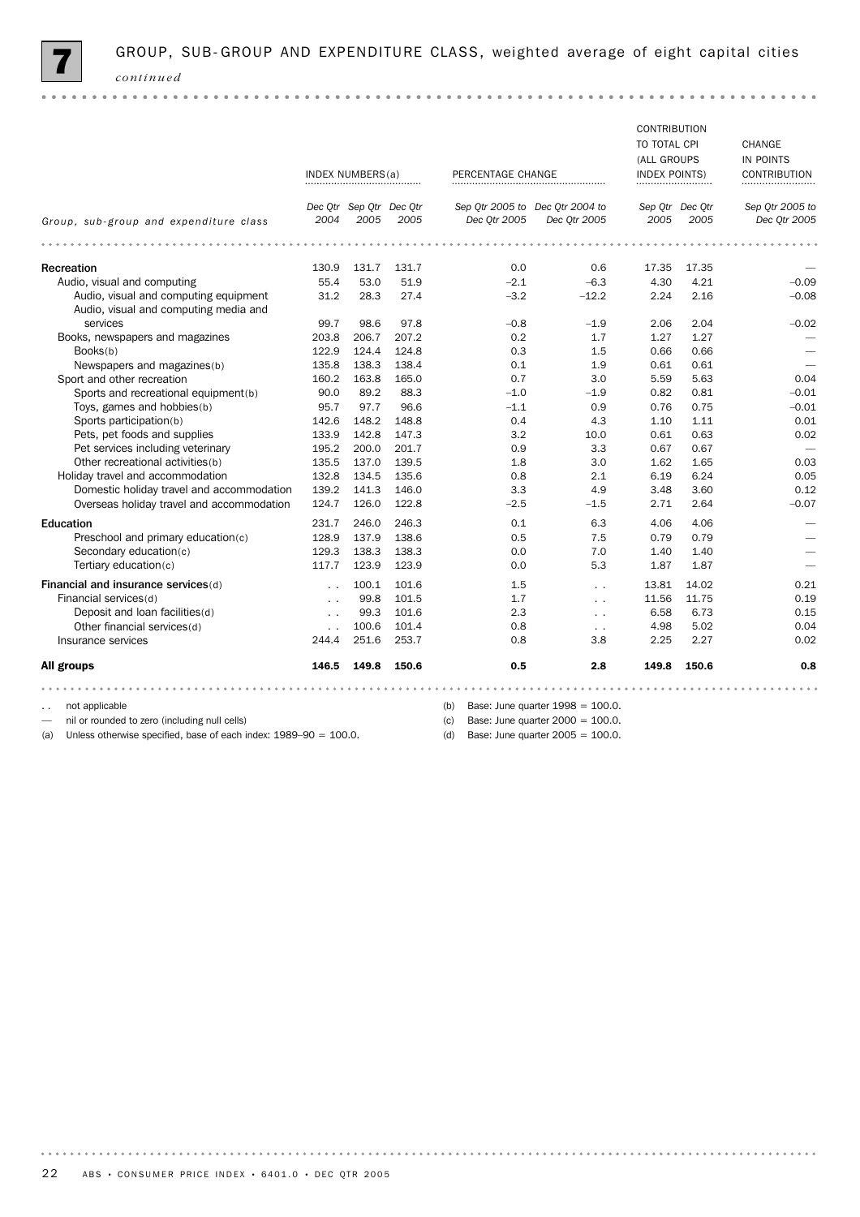# 7 GROUP, SUB-GROUP AND EXPENDITURE CLASS, weighted average of eight capital cities *continued*

| Group, sub-group and expenditure class | INDEX NUMBERS(a) | | | PERCENTAGE CHANGE | | CONTRIBUTION TO TOTAL CPI (ALL GROUPS INDEX POINTS) | | CHANGE IN POINTS CONTRIBUTION |
|---|---|---|---|---|---|---|---|---|
| | Dec Qtr 2004 | Sep Qtr 2005 | Dec Qtr 2005 | Sep Qtr 2005 to Dec Qtr 2005 | Dec Qtr 2004 to Dec Qtr 2005 | Sep Qtr 2005 | Dec Qtr 2005 | Sep Qtr 2005 to Dec Qtr 2005 |
| **Recreation** | 130.9 | 131.7 | 131.7 | 0.0 | 0.6 | 17.35 | 17.35 | — |
| Audio, visual and computing | 55.4 | 53.0 | 51.9 | –2.1 | –6.3 | 4.30 | 4.21 | –0.09 |
| Audio, visual and computing equipment | 31.2 | 28.3 | 27.4 | –3.2 | –12.2 | 2.24 | 2.16 | –0.08 |
| Audio, visual and computing media and services | 99.7 | 98.6 | 97.8 | –0.8 | –1.9 | 2.06 | 2.04 | –0.02 |
| Books, newspapers and magazines | 203.8 | 206.7 | 207.2 | 0.2 | 1.7 | 1.27 | 1.27 | — |
| Books(b) | 122.9 | 124.4 | 124.8 | 0.3 | 1.5 | 0.66 | 0.66 | — |
| Newspapers and magazines(b) | 135.8 | 138.3 | 138.4 | 0.1 | 1.9 | 0.61 | 0.61 | — |
| Sport and other recreation | 160.2 | 163.8 | 165.0 | 0.7 | 3.0 | 5.59 | 5.63 | 0.04 |
| Sports and recreational equipment(b) | 90.0 | 89.2 | 88.3 | –1.0 | –1.9 | 0.82 | 0.81 | –0.01 |
| Toys, games and hobbies(b) | 95.7 | 97.7 | 96.6 | –1.1 | 0.9 | 0.76 | 0.75 | –0.01 |
| Sports participation(b) | 142.6 | 148.2 | 148.8 | 0.4 | 4.3 | 1.10 | 1.11 | 0.01 |
| Pets, pet foods and supplies | 133.9 | 142.8 | 147.3 | 3.2 | 10.0 | 0.61 | 0.63 | 0.02 |
| Pet services including veterinary | 195.2 | 200.0 | 201.7 | 0.9 | 3.3 | 0.67 | 0.67 | — |
| Other recreational activities(b) | 135.5 | 137.0 | 139.5 | 1.8 | 3.0 | 1.62 | 1.65 | 0.03 |
| Holiday travel and accommodation | 132.8 | 134.5 | 135.6 | 0.8 | 2.1 | 6.19 | 6.24 | 0.05 |
| Domestic holiday travel and accommodation | 139.2 | 141.3 | 146.0 | 3.3 | 4.9 | 3.48 | 3.60 | 0.12 |
| Overseas holiday travel and accommodation | 124.7 | 126.0 | 122.8 | –2.5 | –1.5 | 2.71 | 2.64 | –0.07 |
| **Education** | 231.7 | 246.0 | 246.3 | 0.1 | 6.3 | 4.06 | 4.06 | — |
| Preschool and primary education(c) | 128.9 | 137.9 | 138.6 | 0.5 | 7.5 | 0.79 | 0.79 | — |
| Secondary education(c) | 129.3 | 138.3 | 138.3 | 0.0 | 7.0 | 1.40 | 1.40 | — |
| Tertiary education(c) | 117.7 | 123.9 | 123.9 | 0.0 | 5.3 | 1.87 | 1.87 | — |
| **Financial and insurance services**(d) | . . | 100.1 | 101.6 | 1.5 | . . | 13.81 | 14.02 | 0.21 |
| Financial services(d) | . . | 99.8 | 101.5 | 1.7 | . . | 11.56 | 11.75 | 0.19 |
| Deposit and loan facilities(d) | . . | 99.3 | 101.6 | 2.3 | . . | 6.58 | 6.73 | 0.15 |
| Other financial services(d) | . . | 100.6 | 101.4 | 0.8 | . . | 4.98 | 5.02 | 0.04 |
| Insurance services | 244.4 | 251.6 | 253.7 | 0.8 | 3.8 | 2.25 | 2.27 | 0.02 |
| **All groups** | **146.5** | **149.8** | **150.6** | **0.5** | **2.8** | **149.8** | **150.6** | **0.8** |

. . not applicable

— nil or rounded to zero (including null cells)

(a) Unless otherwise specified, base of each index: 1989–90 = 100.0.

(b) Base: June quarter 1998 = 100.0.

(c) Base: June quarter 2000 = 100.0.

(d) Base: June quarter 2005 = 100.0.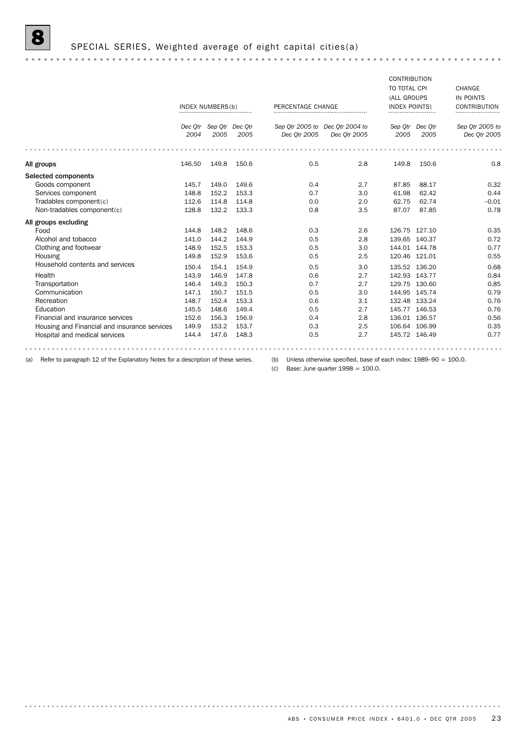## 8 SPECIAL SERIES, Weighted average of eight capital cities(a)

| | INDEX NUMBERS(b) | | | PERCENTAGE CHANGE | | CONTRIBUTION TO TOTAL CPI (ALL GROUPS INDEX POINTS) | | CHANGE IN POINTS CONTRIBUTION |
|---|---|---|---|---|---|---|---|---|
| | *Dec Qtr 2004* | *Sep Qtr 2005* | *Dec Qtr 2005* | *Sep Qtr 2005 to Dec Qtr 2005* | *Dec Qtr 2004 to Dec Qtr 2005* | *Sep Qtr 2005* | *Dec Qtr 2005* | *Sep Qtr 2005 to Dec Qtr 2005* |
| **All groups** | 146.50 | 149.8 | 150.6 | 0.5 | 2.8 | 149.8 | 150.6 | 0.8 |
| **Selected components** | | | | | | | | |
| Goods component | 145.7 | 149.0 | 149.6 | 0.4 | 2.7 | 87.85 | 88.17 | 0.32 |
| Services component | 148.8 | 152.2 | 153.3 | 0.7 | 3.0 | 61.98 | 62.42 | 0.44 |
| Tradables component(c) | 112.6 | 114.8 | 114.8 | 0.0 | 2.0 | 62.75 | 62.74 | –0.01 |
| Non-tradables component(c) | 128.8 | 132.2 | 133.3 | 0.8 | 3.5 | 87.07 | 87.85 | 0.78 |
| **All groups excluding** | | | | | | | | |
| Food | 144.8 | 148.2 | 148.6 | 0.3 | 2.6 | 126.75 | 127.10 | 0.35 |
| Alcohol and tobacco | 141.0 | 144.2 | 144.9 | 0.5 | 2.8 | 139.65 | 140.37 | 0.72 |
| Clothing and footwear | 148.9 | 152.5 | 153.3 | 0.5 | 3.0 | 144.01 | 144.78 | 0.77 |
| Housing | 149.8 | 152.9 | 153.6 | 0.5 | 2.5 | 120.46 | 121.01 | 0.55 |
| Household contents and services | 150.4 | 154.1 | 154.9 | 0.5 | 3.0 | 135.52 | 136.20 | 0.68 |
| Health | 143.9 | 146.9 | 147.8 | 0.6 | 2.7 | 142.93 | 143.77 | 0.84 |
| Transportation | 146.4 | 149.3 | 150.3 | 0.7 | 2.7 | 129.75 | 130.60 | 0.85 |
| Communication | 147.1 | 150.7 | 151.5 | 0.5 | 3.0 | 144.95 | 145.74 | 0.79 |
| Recreation | 148.7 | 152.4 | 153.3 | 0.6 | 3.1 | 132.48 | 133.24 | 0.76 |
| Education | 145.5 | 148.6 | 149.4 | 0.5 | 2.7 | 145.77 | 146.53 | 0.76 |
| Financial and insurance services | 152.6 | 156.3 | 156.9 | 0.4 | 2.8 | 136.01 | 136.57 | 0.56 |
| Housing and Financial and insurance services | 149.9 | 153.2 | 153.7 | 0.3 | 2.5 | 106.64 | 106.99 | 0.35 |
| Hospital and medical services | 144.4 | 147.6 | 148.3 | 0.5 | 2.7 | 145.72 | 146.49 | 0.77 |

(a) Refer to paragraph 12 of the Explanatory Notes for a description of these series.

(b) Unless otherwise specified, base of each index: 1989–90 = 100.0.

(c) Base: June quarter 1998 = 100.0.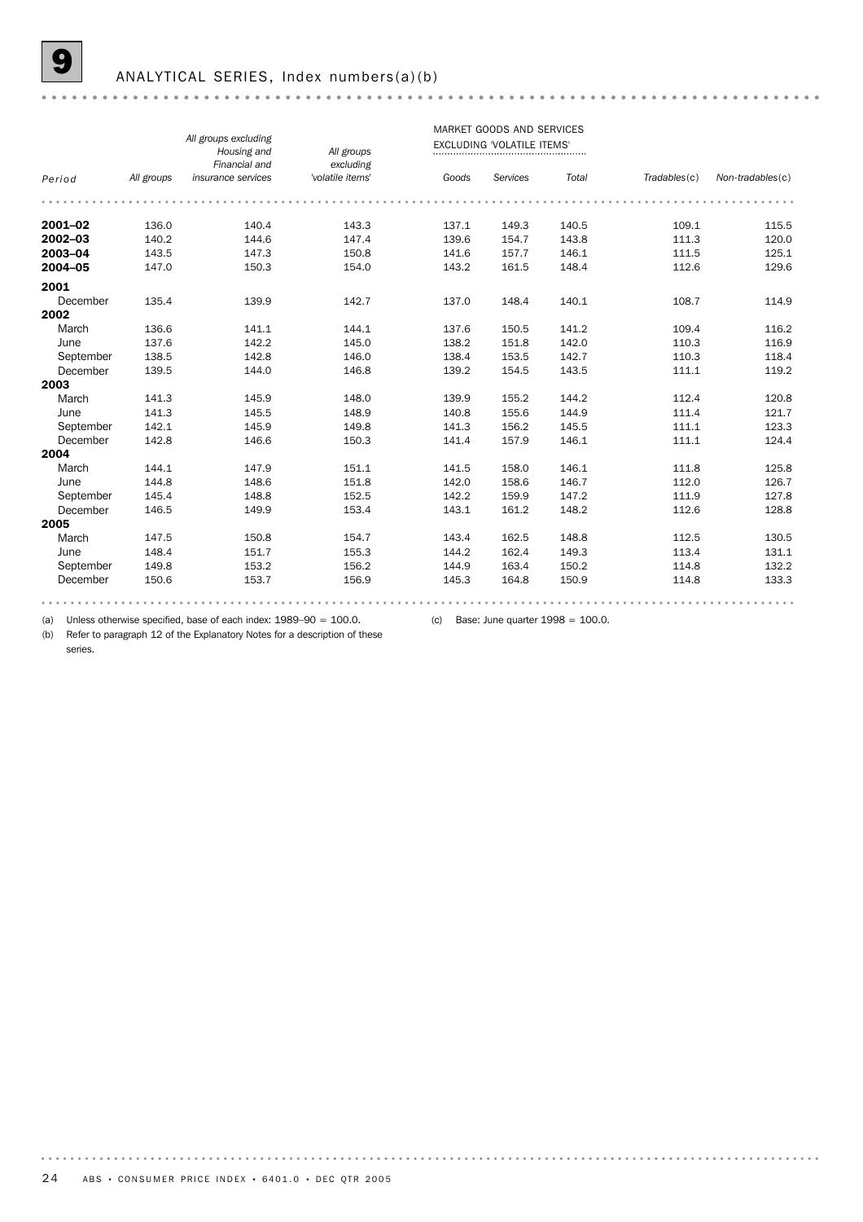## 9 ANALYTICAL SERIES, Index numbers(a)(b)

| Period | All groups | All groups excluding Housing and Financial and insurance services | All groups excluding 'volatile items' | MARKET GOODS AND SERVICES EXCLUDING 'VOLATILE ITEMS' | | | Tradables(c) | Non-tradables(c) |
|---|---|---|---|---|---|---|---|---|
| | | | | Goods | Services | Total | | |
| **2001–02** | 136.0 | 140.4 | 143.3 | 137.1 | 149.3 | 140.5 | 109.1 | 115.5 |
| **2002–03** | 140.2 | 144.6 | 147.4 | 139.6 | 154.7 | 143.8 | 111.3 | 120.0 |
| **2003–04** | 143.5 | 147.3 | 150.8 | 141.6 | 157.7 | 146.1 | 111.5 | 125.1 |
| **2004–05** | 147.0 | 150.3 | 154.0 | 143.2 | 161.5 | 148.4 | 112.6 | 129.6 |
| **2001** | | | | | | | | |
| December | 135.4 | 139.9 | 142.7 | 137.0 | 148.4 | 140.1 | 108.7 | 114.9 |
| **2002** | | | | | | | | |
| March | 136.6 | 141.1 | 144.1 | 137.6 | 150.5 | 141.2 | 109.4 | 116.2 |
| June | 137.6 | 142.2 | 145.0 | 138.2 | 151.8 | 142.0 | 110.3 | 116.9 |
| September | 138.5 | 142.8 | 146.0 | 138.4 | 153.5 | 142.7 | 110.3 | 118.4 |
| December | 139.5 | 144.0 | 146.8 | 139.2 | 154.5 | 143.5 | 111.1 | 119.2 |
| **2003** | | | | | | | | |
| March | 141.3 | 145.9 | 148.0 | 139.9 | 155.2 | 144.2 | 112.4 | 120.8 |
| June | 141.3 | 145.5 | 148.9 | 140.8 | 155.6 | 144.9 | 111.4 | 121.7 |
| September | 142.1 | 145.9 | 149.8 | 141.3 | 156.2 | 145.5 | 111.1 | 123.3 |
| December | 142.8 | 146.6 | 150.3 | 141.4 | 157.9 | 146.1 | 111.1 | 124.4 |
| **2004** | | | | | | | | |
| March | 144.1 | 147.9 | 151.1 | 141.5 | 158.0 | 146.1 | 111.8 | 125.8 |
| June | 144.8 | 148.6 | 151.8 | 142.0 | 158.6 | 146.7 | 112.0 | 126.7 |
| September | 145.4 | 148.8 | 152.5 | 142.2 | 159.9 | 147.2 | 111.9 | 127.8 |
| December | 146.5 | 149.9 | 153.4 | 143.1 | 161.2 | 148.2 | 112.6 | 128.8 |
| **2005** | | | | | | | | |
| March | 147.5 | 150.8 | 154.7 | 143.4 | 162.5 | 148.8 | 112.5 | 130.5 |
| June | 148.4 | 151.7 | 155.3 | 144.2 | 162.4 | 149.3 | 113.4 | 131.1 |
| September | 149.8 | 153.2 | 156.2 | 144.9 | 163.4 | 150.2 | 114.8 | 132.2 |
| December | 150.6 | 153.7 | 156.9 | 145.3 | 164.8 | 150.9 | 114.8 | 133.3 |

(a) Unless otherwise specified, base of each index: 1989–90 = 100.0.

(b) Refer to paragraph 12 of the Explanatory Notes for a description of these series.

(c) Base: June quarter 1998 = 100.0.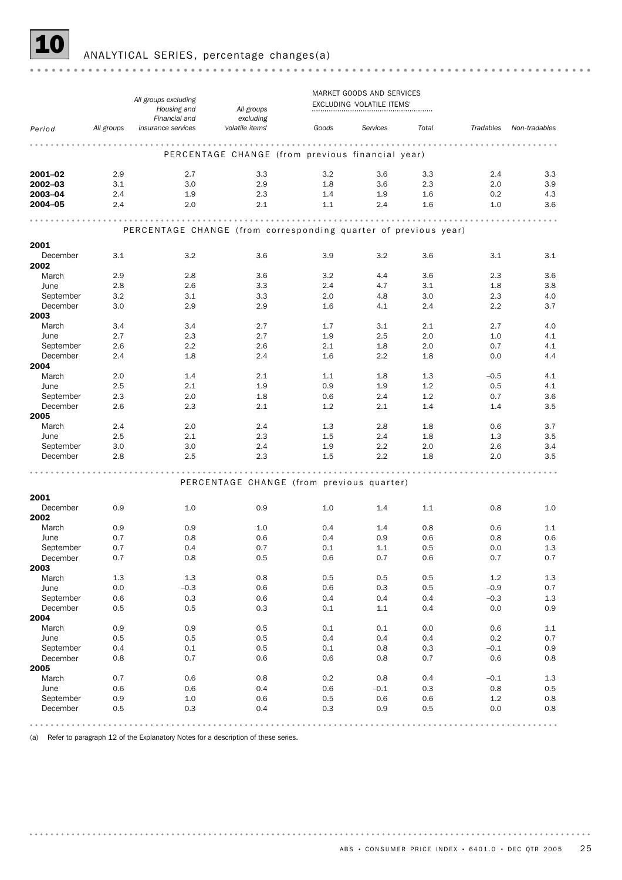# 10 ANALYTICAL SERIES, percentage changes(a)

| Period | All groups | All groups excluding Housing and Financial and insurance services | All groups excluding 'volatile items' | MARKET GOODS AND SERVICES EXCLUDING 'VOLATILE ITEMS' Goods | Services | Total | Tradables | Non-tradables |
|---|---|---|---|---|---|---|---|---|
| **PERCENTAGE CHANGE (from previous financial year)** | | | | | | | | |
| **2001–02** | 2.9 | 2.7 | 3.3 | 3.2 | 3.6 | 3.3 | 2.4 | 3.3 |
| **2002–03** | 3.1 | 3.0 | 2.9 | 1.8 | 3.6 | 2.3 | 2.0 | 3.9 |
| **2003–04** | 2.4 | 1.9 | 2.3 | 1.4 | 1.9 | 1.6 | 0.2 | 4.3 |
| **2004–05** | 2.4 | 2.0 | 2.1 | 1.1 | 2.4 | 1.6 | 1.0 | 3.6 |
| **PERCENTAGE CHANGE (from corresponding quarter of previous year)** | | | | | | | | |
| **2001** | | | | | | | | |
| December | 3.1 | 3.2 | 3.6 | 3.9 | 3.2 | 3.6 | 3.1 | 3.1 |
| **2002** | | | | | | | | |
| March | 2.9 | 2.8 | 3.6 | 3.2 | 4.4 | 3.6 | 2.3 | 3.6 |
| June | 2.8 | 2.6 | 3.3 | 2.4 | 4.7 | 3.1 | 1.8 | 3.8 |
| September | 3.2 | 3.1 | 3.3 | 2.0 | 4.8 | 3.0 | 2.3 | 4.0 |
| December | 3.0 | 2.9 | 2.9 | 1.6 | 4.1 | 2.4 | 2.2 | 3.7 |
| **2003** | | | | | | | | |
| March | 3.4 | 3.4 | 2.7 | 1.7 | 3.1 | 2.1 | 2.7 | 4.0 |
| June | 2.7 | 2.3 | 2.7 | 1.9 | 2.5 | 2.0 | 1.0 | 4.1 |
| September | 2.6 | 2.2 | 2.6 | 2.1 | 1.8 | 2.0 | 0.7 | 4.1 |
| December | 2.4 | 1.8 | 2.4 | 1.6 | 2.2 | 1.8 | 0.0 | 4.4 |
| **2004** | | | | | | | | |
| March | 2.0 | 1.4 | 2.1 | 1.1 | 1.8 | 1.3 | –0.5 | 4.1 |
| June | 2.5 | 2.1 | 1.9 | 0.9 | 1.9 | 1.2 | 0.5 | 4.1 |
| September | 2.3 | 2.0 | 1.8 | 0.6 | 2.4 | 1.2 | 0.7 | 3.6 |
| December | 2.6 | 2.3 | 2.1 | 1.2 | 2.1 | 1.4 | 1.4 | 3.5 |
| **2005** | | | | | | | | |
| March | 2.4 | 2.0 | 2.4 | 1.3 | 2.8 | 1.8 | 0.6 | 3.7 |
| June | 2.5 | 2.1 | 2.3 | 1.5 | 2.4 | 1.8 | 1.3 | 3.5 |
| September | 3.0 | 3.0 | 2.4 | 1.9 | 2.2 | 2.0 | 2.6 | 3.4 |
| December | 2.8 | 2.5 | 2.3 | 1.5 | 2.2 | 1.8 | 2.0 | 3.5 |
| **PERCENTAGE CHANGE (from previous quarter)** | | | | | | | | |
| **2001** | | | | | | | | |
| December | 0.9 | 1.0 | 0.9 | 1.0 | 1.4 | 1.1 | 0.8 | 1.0 |
| **2002** | | | | | | | | |
| March | 0.9 | 0.9 | 1.0 | 0.4 | 1.4 | 0.8 | 0.6 | 1.1 |
| June | 0.7 | 0.8 | 0.6 | 0.4 | 0.9 | 0.6 | 0.8 | 0.6 |
| September | 0.7 | 0.4 | 0.7 | 0.1 | 1.1 | 0.5 | 0.0 | 1.3 |
| December | 0.7 | 0.8 | 0.5 | 0.6 | 0.7 | 0.6 | 0.7 | 0.7 |
| **2003** | | | | | | | | |
| March | 1.3 | 1.3 | 0.8 | 0.5 | 0.5 | 0.5 | 1.2 | 1.3 |
| June | 0.0 | –0.3 | 0.6 | 0.6 | 0.3 | 0.5 | –0.9 | 0.7 |
| September | 0.6 | 0.3 | 0.6 | 0.4 | 0.4 | 0.4 | –0.3 | 1.3 |
| December | 0.5 | 0.5 | 0.3 | 0.1 | 1.1 | 0.4 | 0.0 | 0.9 |
| **2004** | | | | | | | | |
| March | 0.9 | 0.9 | 0.5 | 0.1 | 0.1 | 0.0 | 0.6 | 1.1 |
| June | 0.5 | 0.5 | 0.5 | 0.4 | 0.4 | 0.4 | 0.2 | 0.7 |
| September | 0.4 | 0.1 | 0.5 | 0.1 | 0.8 | 0.3 | –0.1 | 0.9 |
| December | 0.8 | 0.7 | 0.6 | 0.6 | 0.8 | 0.7 | 0.6 | 0.8 |
| **2005** | | | | | | | | |
| March | 0.7 | 0.6 | 0.8 | 0.2 | 0.8 | 0.4 | –0.1 | 1.3 |
| June | 0.6 | 0.6 | 0.4 | 0.6 | –0.1 | 0.3 | 0.8 | 0.5 |
| September | 0.9 | 1.0 | 0.6 | 0.5 | 0.6 | 0.6 | 1.2 | 0.8 |
| December | 0.5 | 0.3 | 0.4 | 0.3 | 0.9 | 0.5 | 0.0 | 0.8 |

(a) Refer to paragraph 12 of the Explanatory Notes for a description of these series.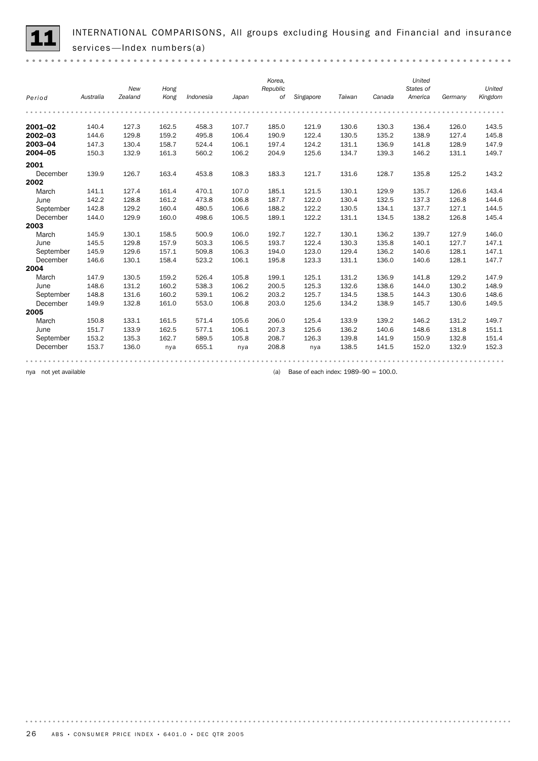# 11 INTERNATIONAL COMPARISONS, All groups excluding Housing and Financial and insurance services—Index numbers(a)

| Period | Australia | New Zealand | Hong Kong | Indonesia | Japan | Korea, Republic of | Singapore | Taiwan | Canada | United States of America | Germany | United Kingdom |
|---|---|---|---|---|---|---|---|---|---|---|---|---|
| **2001–02** | 140.4 | 127.3 | 162.5 | 458.3 | 107.7 | 185.0 | 121.9 | 130.6 | 130.3 | 136.4 | 126.0 | 143.5 |
| **2002–03** | 144.6 | 129.8 | 159.2 | 495.8 | 106.4 | 190.9 | 122.4 | 130.5 | 135.2 | 138.9 | 127.4 | 145.8 |
| **2003–04** | 147.3 | 130.4 | 158.7 | 524.4 | 106.1 | 197.4 | 124.2 | 131.1 | 136.9 | 141.8 | 128.9 | 147.9 |
| **2004–05** | 150.3 | 132.9 | 161.3 | 560.2 | 106.2 | 204.9 | 125.6 | 134.7 | 139.3 | 146.2 | 131.1 | 149.7 |
| **2001** | | | | | | | | | | | | |
| December | 139.9 | 126.7 | 163.4 | 453.8 | 108.3 | 183.3 | 121.7 | 131.6 | 128.7 | 135.8 | 125.2 | 143.2 |
| **2002** | | | | | | | | | | | | |
| March | 141.1 | 127.4 | 161.4 | 470.1 | 107.0 | 185.1 | 121.5 | 130.1 | 129.9 | 135.7 | 126.6 | 143.4 |
| June | 142.2 | 128.8 | 161.2 | 473.8 | 106.8 | 187.7 | 122.0 | 130.4 | 132.5 | 137.3 | 126.8 | 144.6 |
| September | 142.8 | 129.2 | 160.4 | 480.5 | 106.6 | 188.2 | 122.2 | 130.5 | 134.1 | 137.7 | 127.1 | 144.5 |
| December | 144.0 | 129.9 | 160.0 | 498.6 | 106.5 | 189.1 | 122.2 | 131.1 | 134.5 | 138.2 | 126.8 | 145.4 |
| **2003** | | | | | | | | | | | | |
| March | 145.9 | 130.1 | 158.5 | 500.9 | 106.0 | 192.7 | 122.7 | 130.1 | 136.2 | 139.7 | 127.9 | 146.0 |
| June | 145.5 | 129.8 | 157.9 | 503.3 | 106.5 | 193.7 | 122.4 | 130.3 | 135.8 | 140.1 | 127.7 | 147.1 |
| September | 145.9 | 129.6 | 157.1 | 509.8 | 106.3 | 194.0 | 123.0 | 129.4 | 136.2 | 140.6 | 128.1 | 147.1 |
| December | 146.6 | 130.1 | 158.4 | 523.2 | 106.1 | 195.8 | 123.3 | 131.1 | 136.0 | 140.6 | 128.1 | 147.7 |
| **2004** | | | | | | | | | | | | |
| March | 147.9 | 130.5 | 159.2 | 526.4 | 105.8 | 199.1 | 125.1 | 131.2 | 136.9 | 141.8 | 129.2 | 147.9 |
| June | 148.6 | 131.2 | 160.2 | 538.3 | 106.2 | 200.5 | 125.3 | 132.6 | 138.6 | 144.0 | 130.2 | 148.9 |
| September | 148.8 | 131.6 | 160.2 | 539.1 | 106.2 | 203.2 | 125.7 | 134.5 | 138.5 | 144.3 | 130.6 | 148.6 |
| December | 149.9 | 132.8 | 161.0 | 553.0 | 106.8 | 203.0 | 125.6 | 134.2 | 138.9 | 145.7 | 130.6 | 149.5 |
| **2005** | | | | | | | | | | | | |
| March | 150.8 | 133.1 | 161.5 | 571.4 | 105.6 | 206.0 | 125.4 | 133.9 | 139.2 | 146.2 | 131.2 | 149.7 |
| June | 151.7 | 133.9 | 162.5 | 577.1 | 106.1 | 207.3 | 125.6 | 136.2 | 140.6 | 148.6 | 131.8 | 151.1 |
| September | 153.2 | 135.3 | 162.7 | 589.5 | 105.8 | 208.7 | 126.3 | 139.8 | 141.9 | 150.9 | 132.8 | 151.4 |
| December | 153.7 | 136.0 | nya | 655.1 | nya | 208.8 | nya | 138.5 | 141.5 | 152.0 | 132.9 | 152.3 |

nya not yet available

(a) Base of each index: 1989–90 = 100.0.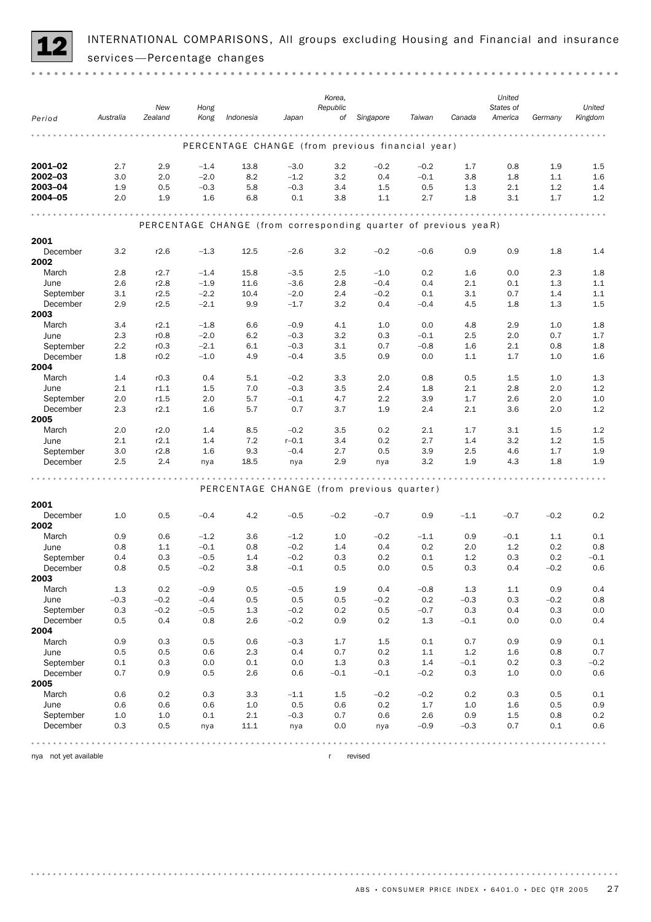# 12 INTERNATIONAL COMPARISONS, All groups excluding Housing and Financial and insurance services—Percentage changes

| Period | Australia | New Zealand | Hong Kong | Indonesia | Japan | Korea, Republic of | Singapore | Taiwan | Canada | United States of America | Germany | United Kingdom |
|---|---|---|---|---|---|---|---|---|---|---|---|---|
| PERCENTAGE CHANGE (from previous financial year) | | | | | | | | | | | | |
| **2001–02** | 2.7 | 2.9 | –1.4 | 13.8 | –3.0 | 3.2 | –0.2 | –0.2 | 1.7 | 0.8 | 1.9 | 1.5 |
| **2002–03** | 3.0 | 2.0 | –2.0 | 8.2 | –1.2 | 3.2 | 0.4 | –0.1 | 3.8 | 1.8 | 1.1 | 1.6 |
| **2003–04** | 1.9 | 0.5 | –0.3 | 5.8 | –0.3 | 3.4 | 1.5 | 0.5 | 1.3 | 2.1 | 1.2 | 1.4 |
| **2004–05** | 2.0 | 1.9 | 1.6 | 6.8 | 0.1 | 3.8 | 1.1 | 2.7 | 1.8 | 3.1 | 1.7 | 1.2 |
| PERCENTAGE CHANGE (from corresponding quarter of previous year) | | | | | | | | | | | | |
| **2001** | | | | | | | | | | | | |
| December | 3.2 | r2.6 | –1.3 | 12.5 | –2.6 | 3.2 | –0.2 | –0.6 | 0.9 | 0.9 | 1.8 | 1.4 |
| **2002** | | | | | | | | | | | | |
| March | 2.8 | r2.7 | –1.4 | 15.8 | –3.5 | 2.5 | –1.0 | 0.2 | 1.6 | 0.0 | 2.3 | 1.8 |
| June | 2.6 | r2.8 | –1.9 | 11.6 | –3.6 | 2.8 | –0.4 | 0.4 | 2.1 | 0.1 | 1.3 | 1.1 |
| September | 3.1 | r2.5 | –2.2 | 10.4 | –2.0 | 2.4 | –0.2 | 0.1 | 3.1 | 0.7 | 1.4 | 1.1 |
| December | 2.9 | r2.5 | –2.1 | 9.9 | –1.7 | 3.2 | 0.4 | –0.4 | 4.5 | 1.8 | 1.3 | 1.5 |
| **2003** | | | | | | | | | | | | |
| March | 3.4 | r2.1 | –1.8 | 6.6 | –0.9 | 4.1 | 1.0 | 0.0 | 4.8 | 2.9 | 1.0 | 1.8 |
| June | 2.3 | r0.8 | –2.0 | 6.2 | –0.3 | 3.2 | 0.3 | –0.1 | 2.5 | 2.0 | 0.7 | 1.7 |
| September | 2.2 | r0.3 | –2.1 | 6.1 | –0.3 | 3.1 | 0.7 | –0.8 | 1.6 | 2.1 | 0.8 | 1.8 |
| December | 1.8 | r0.2 | –1.0 | 4.9 | –0.4 | 3.5 | 0.9 | 0.0 | 1.1 | 1.7 | 1.0 | 1.6 |
| **2004** | | | | | | | | | | | | |
| March | 1.4 | r0.3 | 0.4 | 5.1 | –0.2 | 3.3 | 2.0 | 0.8 | 0.5 | 1.5 | 1.0 | 1.3 |
| June | 2.1 | r1.1 | 1.5 | 7.0 | –0.3 | 3.5 | 2.4 | 1.8 | 2.1 | 2.8 | 2.0 | 1.2 |
| September | 2.0 | r1.5 | 2.0 | 5.7 | –0.1 | 4.7 | 2.2 | 3.9 | 1.7 | 2.6 | 2.0 | 1.0 |
| December | 2.3 | r2.1 | 1.6 | 5.7 | 0.7 | 3.7 | 1.9 | 2.4 | 2.1 | 3.6 | 2.0 | 1.2 |
| **2005** | | | | | | | | | | | | |
| March | 2.0 | r2.0 | 1.4 | 8.5 | –0.2 | 3.5 | 0.2 | 2.1 | 1.7 | 3.1 | 1.5 | 1.2 |
| June | 2.1 | r2.1 | 1.4 | 7.2 | r–0.1 | 3.4 | 0.2 | 2.7 | 1.4 | 3.2 | 1.2 | 1.5 |
| September | 3.0 | r2.8 | 1.6 | 9.3 | –0.4 | 2.7 | 0.5 | 3.9 | 2.5 | 4.6 | 1.7 | 1.9 |
| December | 2.5 | 2.4 | nya | 18.5 | nya | 2.9 | nya | 3.2 | 1.9 | 4.3 | 1.8 | 1.9 |
| PERCENTAGE CHANGE (from previous quarter) | | | | | | | | | | | | |
| **2001** | | | | | | | | | | | | |
| December | 1.0 | 0.5 | –0.4 | 4.2 | –0.5 | –0.2 | –0.7 | 0.9 | –1.1 | –0.7 | –0.2 | 0.2 |
| **2002** | | | | | | | | | | | | |
| March | 0.9 | 0.6 | –1.2 | 3.6 | –1.2 | 1.0 | –0.2 | –1.1 | 0.9 | –0.1 | 1.1 | 0.1 |
| June | 0.8 | 1.1 | –0.1 | 0.8 | –0.2 | 1.4 | 0.4 | 0.2 | 2.0 | 1.2 | 0.2 | 0.8 |
| September | 0.4 | 0.3 | –0.5 | 1.4 | –0.2 | 0.3 | 0.2 | 0.1 | 1.2 | 0.3 | 0.2 | –0.1 |
| December | 0.8 | 0.5 | –0.2 | 3.8 | –0.1 | 0.5 | 0.0 | 0.5 | 0.3 | 0.4 | –0.2 | 0.6 |
| **2003** | | | | | | | | | | | | |
| March | 1.3 | 0.2 | –0.9 | 0.5 | –0.5 | 1.9 | 0.4 | –0.8 | 1.3 | 1.1 | 0.9 | 0.4 |
| June | –0.3 | –0.2 | –0.4 | 0.5 | 0.5 | 0.5 | –0.2 | 0.2 | –0.3 | 0.3 | –0.2 | 0.8 |
| September | 0.3 | –0.2 | –0.5 | 1.3 | –0.2 | 0.2 | 0.5 | –0.7 | 0.3 | 0.4 | 0.3 | 0.0 |
| December | 0.5 | 0.4 | 0.8 | 2.6 | –0.2 | 0.9 | 0.2 | 1.3 | –0.1 | 0.0 | 0.0 | 0.4 |
| **2004** | | | | | | | | | | | | |
| March | 0.9 | 0.3 | 0.5 | 0.6 | –0.3 | 1.7 | 1.5 | 0.1 | 0.7 | 0.9 | 0.9 | 0.1 |
| June | 0.5 | 0.5 | 0.6 | 2.3 | 0.4 | 0.7 | 0.2 | 1.1 | 1.2 | 1.6 | 0.8 | 0.7 |
| September | 0.1 | 0.3 | 0.0 | 0.1 | 0.0 | 1.3 | 0.3 | 1.4 | –0.1 | 0.2 | 0.3 | –0.2 |
| December | 0.7 | 0.9 | 0.5 | 2.6 | 0.6 | –0.1 | –0.1 | –0.2 | 0.3 | 1.0 | 0.0 | 0.6 |
| **2005** | | | | | | | | | | | | |
| March | 0.6 | 0.2 | 0.3 | 3.3 | –1.1 | 1.5 | –0.2 | –0.2 | 0.2 | 0.3 | 0.5 | 0.1 |
| June | 0.6 | 0.6 | 0.6 | 1.0 | 0.5 | 0.6 | 0.2 | 1.7 | 1.0 | 1.6 | 0.5 | 0.9 |
| September | 1.0 | 1.0 | 0.1 | 2.1 | –0.3 | 0.7 | 0.6 | 2.6 | 0.9 | 1.5 | 0.8 | 0.2 |
| December | 0.3 | 0.5 | nya | 11.1 | nya | 0.0 | nya | –0.9 | –0.3 | 0.7 | 0.1 | 0.6 |

nya not yet available

r revised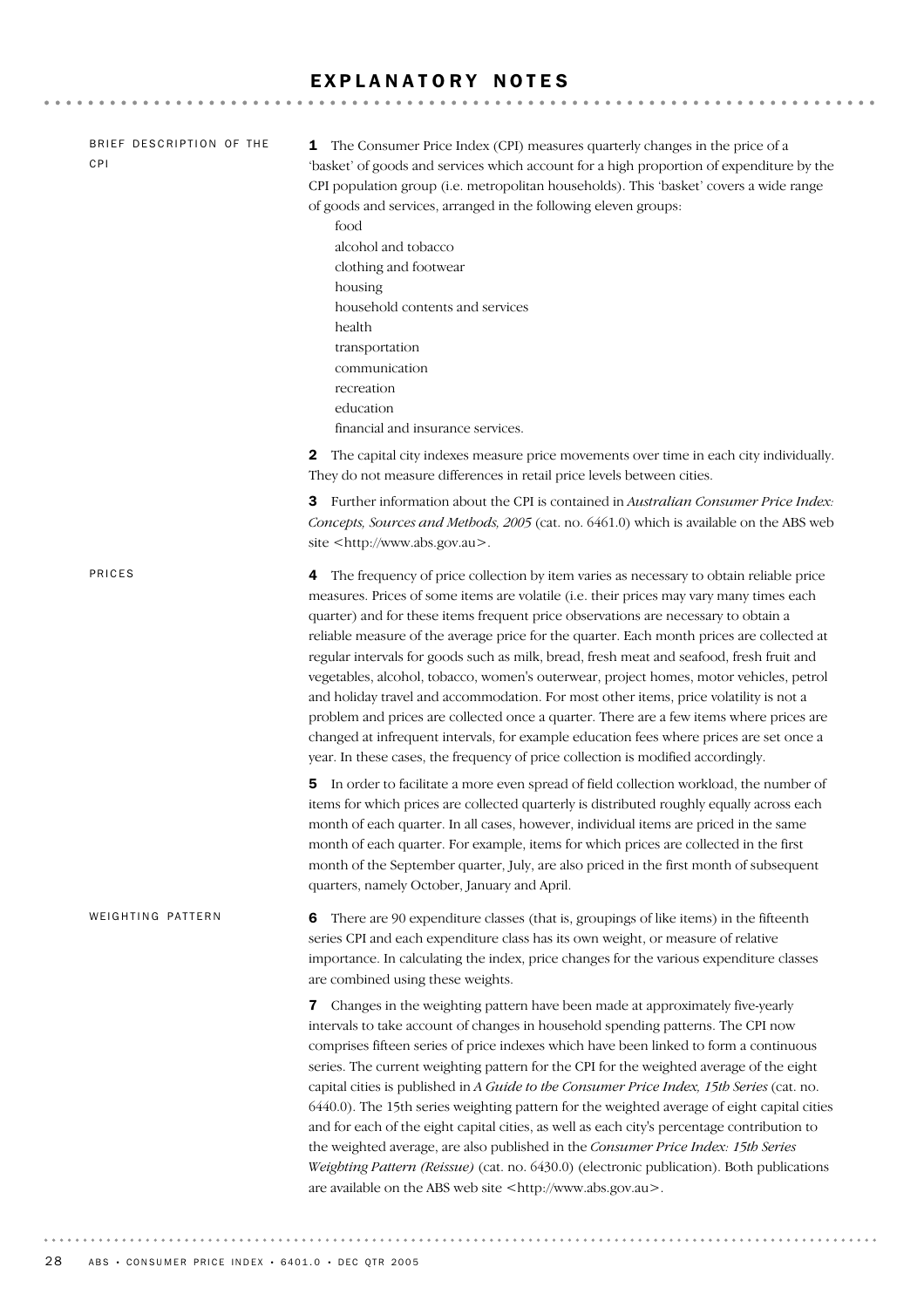# EXPLANATORY NOTES

## BRIEF DESCRIPTION OF THE CPI

**1** The Consumer Price Index (CPI) measures quarterly changes in the price of a 'basket' of goods and services which account for a high proportion of expenditure by the CPI population group (i.e. metropolitan households). This 'basket' covers a wide range of goods and services, arranged in the following eleven groups:

- food
- alcohol and tobacco
- clothing and footwear
- housing
- household contents and services
- health
- transportation
- communication
- recreation
- education
- financial and insurance services.

**2** The capital city indexes measure price movements over time in each city individually. They do not measure differences in retail price levels between cities.

**3** Further information about the CPI is contained in *Australian Consumer Price Index: Concepts, Sources and Methods, 2005* (cat. no. 6461.0) which is available on the ABS web site <http://www.abs.gov.au>.

## PRICES

**4** The frequency of price collection by item varies as necessary to obtain reliable price measures. Prices of some items are volatile (i.e. their prices may vary many times each quarter) and for these items frequent price observations are necessary to obtain a reliable measure of the average price for the quarter. Each month prices are collected at regular intervals for goods such as milk, bread, fresh meat and seafood, fresh fruit and vegetables, alcohol, tobacco, women's outerwear, project homes, motor vehicles, petrol and holiday travel and accommodation. For most other items, price volatility is not a problem and prices are collected once a quarter. There are a few items where prices are changed at infrequent intervals, for example education fees where prices are set once a year. In these cases, the frequency of price collection is modified accordingly.

**5** In order to facilitate a more even spread of field collection workload, the number of items for which prices are collected quarterly is distributed roughly equally across each month of each quarter. In all cases, however, individual items are priced in the same month of each quarter. For example, items for which prices are collected in the first month of the September quarter, July, are also priced in the first month of subsequent quarters, namely October, January and April.

## WEIGHTING PATTERN

**6** There are 90 expenditure classes (that is, groupings of like items) in the fifteenth series CPI and each expenditure class has its own weight, or measure of relative importance. In calculating the index, price changes for the various expenditure classes are combined using these weights.

**7** Changes in the weighting pattern have been made at approximately five-yearly intervals to take account of changes in household spending patterns. The CPI now comprises fifteen series of price indexes which have been linked to form a continuous series. The current weighting pattern for the CPI for the weighted average of the eight capital cities is published in *A Guide to the Consumer Price Index, 15th Series* (cat. no. 6440.0). The 15th series weighting pattern for the weighted average of eight capital cities and for each of the eight capital cities, as well as each city's percentage contribution to the weighted average, are also published in the *Consumer Price Index: 15th Series Weighting Pattern (Reissue)* (cat. no. 6430.0) (electronic publication). Both publications are available on the ABS web site <http://www.abs.gov.au>.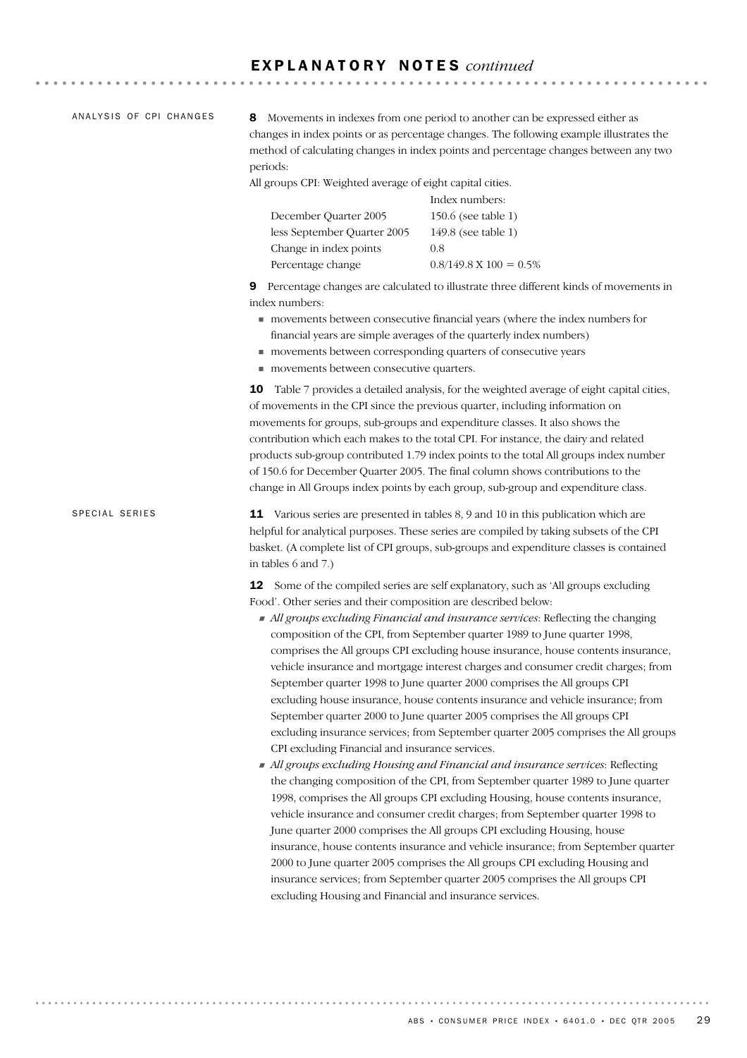## EXPLANATORY NOTES *continued*

### ANALYSIS OF CPI CHANGES

**8** Movements in indexes from one period to another can be expressed either as changes in index points or as percentage changes. The following example illustrates the method of calculating changes in index points and percentage changes between any two periods:

All groups CPI: Weighted average of eight capital cities.

| | Index numbers: |
|---|---|
| December Quarter 2005 | 150.6 (see table 1) |
| less September Quarter 2005 | 149.8 (see table 1) |
| Change in index points | 0.8 |
| Percentage change | 0.8/149.8 X 100 = 0.5% |

**9** Percentage changes are calculated to illustrate three different kinds of movements in index numbers:

- movements between consecutive financial years (where the index numbers for financial years are simple averages of the quarterly index numbers)
- movements between corresponding quarters of consecutive years
- movements between consecutive quarters.

**10** Table 7 provides a detailed analysis, for the weighted average of eight capital cities, of movements in the CPI since the previous quarter, including information on movements for groups, sub-groups and expenditure classes. It also shows the contribution which each makes to the total CPI. For instance, the dairy and related products sub-group contributed 1.79 index points to the total All groups index number of 150.6 for December Quarter 2005. The final column shows contributions to the change in All Groups index points by each group, sub-group and expenditure class.

### SPECIAL SERIES

**11** Various series are presented in tables 8, 9 and 10 in this publication which are helpful for analytical purposes. These series are compiled by taking subsets of the CPI basket. (A complete list of CPI groups, sub-groups and expenditure classes is contained in tables 6 and 7.)

**12** Some of the compiled series are self explanatory, such as 'All groups excluding Food'. Other series and their composition are described below:

- *All groups excluding Financial and insurance services*: Reflecting the changing composition of the CPI, from September quarter 1989 to June quarter 1998, comprises the All groups CPI excluding house insurance, house contents insurance, vehicle insurance and mortgage interest charges and consumer credit charges; from September quarter 1998 to June quarter 2000 comprises the All groups CPI excluding house insurance, house contents insurance and vehicle insurance; from September quarter 2000 to June quarter 2005 comprises the All groups CPI excluding insurance services; from September quarter 2005 comprises the All groups CPI excluding Financial and insurance services.
- *All groups excluding Housing and Financial and insurance services*: Reflecting the changing composition of the CPI, from September quarter 1989 to June quarter 1998, comprises the All groups CPI excluding Housing, house contents insurance, vehicle insurance and consumer credit charges; from September quarter 1998 to June quarter 2000 comprises the All groups CPI excluding Housing, house insurance, house contents insurance and vehicle insurance; from September quarter 2000 to June quarter 2005 comprises the All groups CPI excluding Housing and insurance services; from September quarter 2005 comprises the All groups CPI excluding Housing and Financial and insurance services.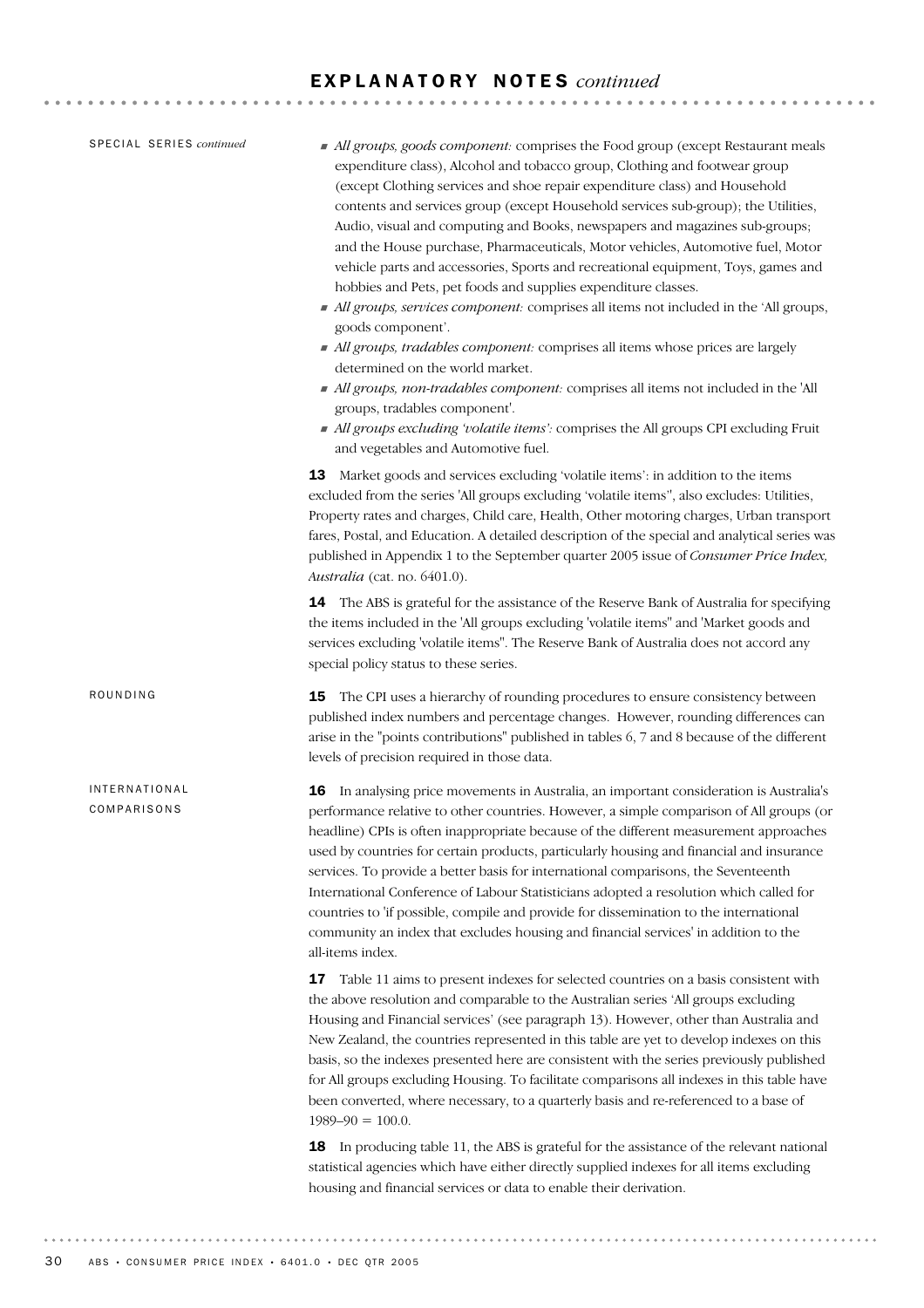## SPECIAL SERIES *continued*

- *All groups, goods component:* comprises the Food group (except Restaurant meals expenditure class), Alcohol and tobacco group, Clothing and footwear group (except Clothing services and shoe repair expenditure class) and Household contents and services group (except Household services sub-group); the Utilities, Audio, visual and computing and Books, newspapers and magazines sub-groups; and the House purchase, Pharmaceuticals, Motor vehicles, Automotive fuel, Motor vehicle parts and accessories, Sports and recreational equipment, Toys, games and hobbies and Pets, pet foods and supplies expenditure classes.
- *All groups, services component:* comprises all items not included in the 'All groups, goods component'.
- *All groups, tradables component:* comprises all items whose prices are largely determined on the world market.
- *All groups, non-tradables component:* comprises all items not included in the 'All groups, tradables component'.
- *All groups excluding 'volatile items':* comprises the All groups CPI excluding Fruit and vegetables and Automotive fuel.

**13** Market goods and services excluding 'volatile items': in addition to the items excluded from the series 'All groups excluding 'volatile items'', also excludes: Utilities, Property rates and charges, Child care, Health, Other motoring charges, Urban transport fares, Postal, and Education. A detailed description of the special and analytical series was published in Appendix 1 to the September quarter 2005 issue of *Consumer Price Index, Australia* (cat. no. 6401.0).

**14** The ABS is grateful for the assistance of the Reserve Bank of Australia for specifying the items included in the 'All groups excluding 'volatile items'' and 'Market goods and services excluding 'volatile items''. The Reserve Bank of Australia does not accord any special policy status to these series.

## ROUNDING

**15** The CPI uses a hierarchy of rounding procedures to ensure consistency between published index numbers and percentage changes. However, rounding differences can arise in the "points contributions" published in tables 6, 7 and 8 because of the different levels of precision required in those data.

## INTERNATIONAL COMPARISONS

**16** In analysing price movements in Australia, an important consideration is Australia's performance relative to other countries. However, a simple comparison of All groups (or headline) CPIs is often inappropriate because of the different measurement approaches used by countries for certain products, particularly housing and financial and insurance services. To provide a better basis for international comparisons, the Seventeenth International Conference of Labour Statisticians adopted a resolution which called for countries to 'if possible, compile and provide for dissemination to the international community an index that excludes housing and financial services' in addition to the all-items index.

**17** Table 11 aims to present indexes for selected countries on a basis consistent with the above resolution and comparable to the Australian series 'All groups excluding Housing and Financial services' (see paragraph 13). However, other than Australia and New Zealand, the countries represented in this table are yet to develop indexes on this basis, so the indexes presented here are consistent with the series previously published for All groups excluding Housing. To facilitate comparisons all indexes in this table have been converted, where necessary, to a quarterly basis and re-referenced to a base of 1989–90 = 100.0.

**18** In producing table 11, the ABS is grateful for the assistance of the relevant national statistical agencies which have either directly supplied indexes for all items excluding housing and financial services or data to enable their derivation.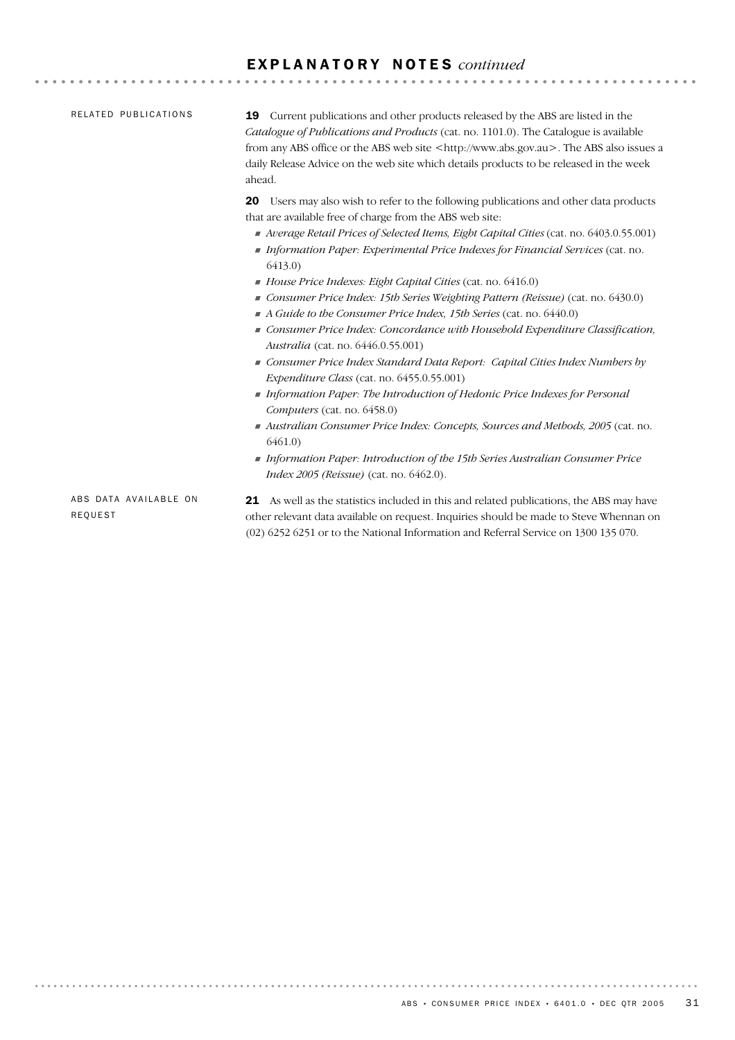# EXPLANATORY NOTES *continued*

## RELATED PUBLICATIONS

**19** Current publications and other products released by the ABS are listed in the *Catalogue of Publications and Products* (cat. no. 1101.0). The Catalogue is available from any ABS office or the ABS web site <http://www.abs.gov.au>. The ABS also issues a daily Release Advice on the web site which details products to be released in the week ahead.

**20** Users may also wish to refer to the following publications and other data products that are available free of charge from the ABS web site:

- *Average Retail Prices of Selected Items, Eight Capital Cities* (cat. no. 6403.0.55.001)
- *Information Paper: Experimental Price Indexes for Financial Services* (cat. no. 6413.0)
- *House Price Indexes: Eight Capital Cities* (cat. no. 6416.0)
- *Consumer Price Index: 15th Series Weighting Pattern (Reissue)* (cat. no. 6430.0)
- *A Guide to the Consumer Price Index, 15th Series* (cat. no. 6440.0)
- *Consumer Price Index: Concordance with Household Expenditure Classification, Australia* (cat. no. 6446.0.55.001)
- *Consumer Price Index Standard Data Report: Capital Cities Index Numbers by Expenditure Class* (cat. no. 6455.0.55.001)
- *Information Paper: The Introduction of Hedonic Price Indexes for Personal Computers* (cat. no. 6458.0)
- *Australian Consumer Price Index: Concepts, Sources and Methods, 2005* (cat. no. 6461.0)
- *Information Paper: Introduction of the 15th Series Australian Consumer Price Index 2005 (Reissue)* (cat. no. 6462.0).

## ABS DATA AVAILABLE ON REQUEST

**21** As well as the statistics included in this and related publications, the ABS may have other relevant data available on request. Inquiries should be made to Steve Whennan on (02) 6252 6251 or to the National Information and Referral Service on 1300 135 070.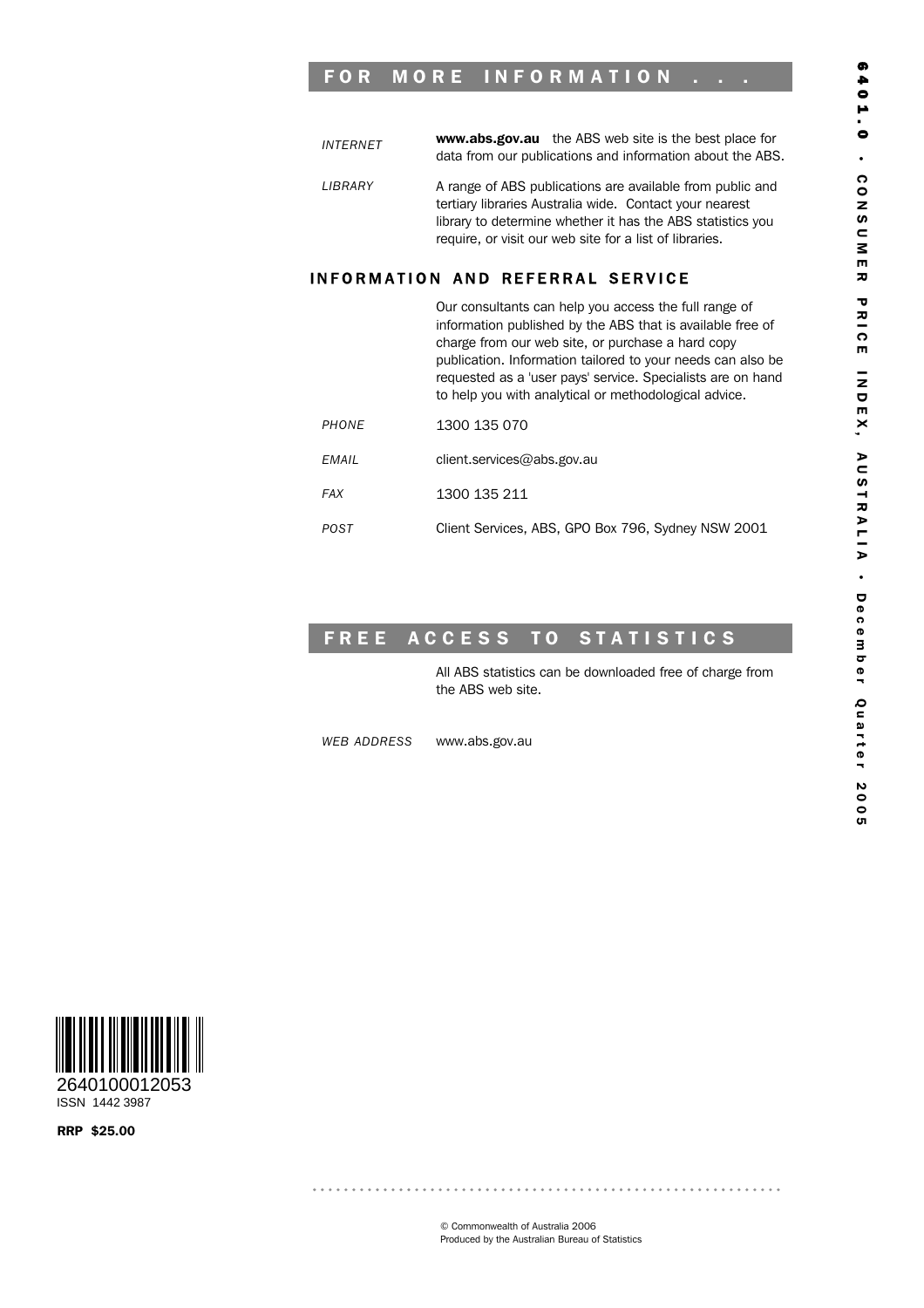## FOR MORE INFORMATION . . .

| | |
|---|---|
| *INTERNET* | **www.abs.gov.au** the ABS web site is the best place for data from our publications and information about the ABS. |
| *LIBRARY* | A range of ABS publications are available from public and tertiary libraries Australia wide. Contact your nearest library to determine whether it has the ABS statistics you require, or visit our web site for a list of libraries. |

### INFORMATION AND REFERRAL SERVICE

Our consultants can help you access the full range of information published by the ABS that is available free of charge from our web site, or purchase a hard copy publication. Information tailored to your needs can also be requested as a 'user pays' service. Specialists are on hand to help you with analytical or methodological advice.

| | |
|---|---|
| *PHONE* | 1300 135 070 |
| *EMAIL* | client.services@abs.gov.au |
| *FAX* | 1300 135 211 |
| *POST* | Client Services, ABS, GPO Box 796, Sydney NSW 2001 |

## FREE ACCESS TO STATISTICS

All ABS statistics can be downloaded free of charge from the ABS web site.

*WEB ADDRESS* www.abs.gov.au

2640100012053

ISSN 1442 3987

**RRP $25.00**

© Commonwealth of Australia 2006

Produced by the Australian Bureau of Statistics